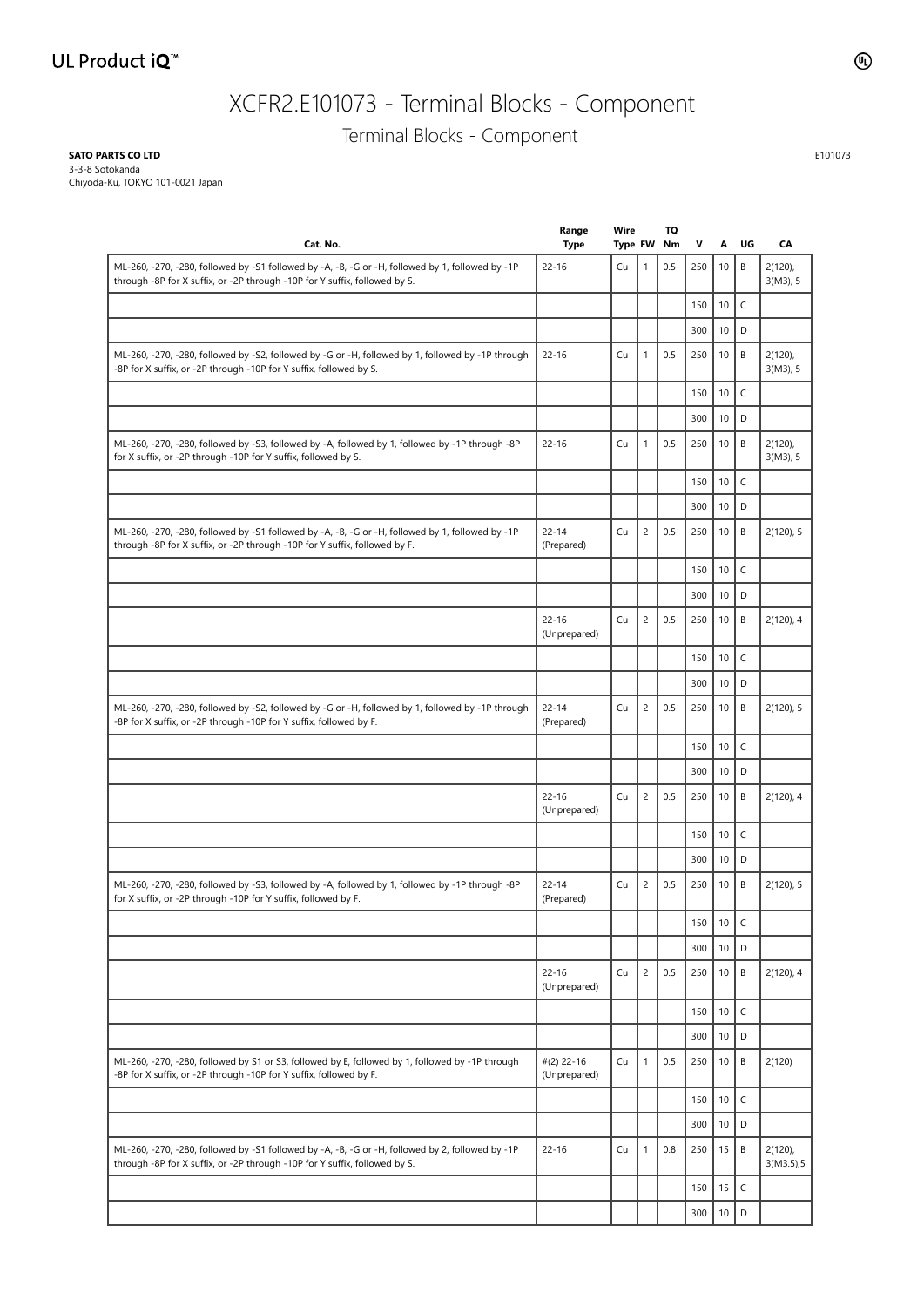# XCFR2.E101073 - Terminal Blocks - Component

## Terminal Blocks - Component

**SATO PARTS CO LTD**
3-3-8 Sotokanda
Chiyoda-Ku, TOKYO 101-0021 Japan

E101073

| Cat. No. | Range Type | Wire Type | FW | TQ Nm | V | A | UG | CA |
|---|---|---|---|---|---|---|---|---|
| ML-260, -270, -280, followed by -S1 followed by -A, -B, -G or -H, followed by 1, followed by -1P through -8P for X suffix, or -2P through -10P for Y suffix, followed by S. | 22-16 | Cu | 1 | 0.5 | 250 | 10 | B | 2(120), 3(M3), 5 |
| | | | | | 150 | 10 | C | |
| | | | | | 300 | 10 | D | |
| ML-260, -270, -280, followed by -S2, followed by -G or -H, followed by 1, followed by -1P through -8P for X suffix, or -2P through -10P for Y suffix, followed by S. | 22-16 | Cu | 1 | 0.5 | 250 | 10 | B | 2(120), 3(M3), 5 |
| | | | | | 150 | 10 | C | |
| | | | | | 300 | 10 | D | |
| ML-260, -270, -280, followed by -S3, followed by -A, followed by 1, followed by -1P through -8P for X suffix, or -2P through -10P for Y suffix, followed by S. | 22-16 | Cu | 1 | 0.5 | 250 | 10 | B | 2(120), 3(M3), 5 |
| | | | | | 150 | 10 | C | |
| | | | | | 300 | 10 | D | |
| ML-260, -270, -280, followed by -S1 followed by -A, -B, -G or -H, followed by 1, followed by -1P through -8P for X suffix, or -2P through -10P for Y suffix, followed by F. | 22-14 (Prepared) | Cu | 2 | 0.5 | 250 | 10 | B | 2(120), 5 |
| | | | | | 150 | 10 | C | |
| | | | | | 300 | 10 | D | |
| | 22-16 (Unprepared) | Cu | 2 | 0.5 | 250 | 10 | B | 2(120), 4 |
| | | | | | 150 | 10 | C | |
| | | | | | 300 | 10 | D | |
| ML-260, -270, -280, followed by -S2, followed by -G or -H, followed by 1, followed by -1P through -8P for X suffix, or -2P through -10P for Y suffix, followed by F. | 22-14 (Prepared) | Cu | 2 | 0.5 | 250 | 10 | B | 2(120), 5 |
| | | | | | 150 | 10 | C | |
| | | | | | 300 | 10 | D | |
| | 22-16 (Unprepared) | Cu | 2 | 0.5 | 250 | 10 | B | 2(120), 4 |
| | | | | | 150 | 10 | C | |
| | | | | | 300 | 10 | D | |
| ML-260, -270, -280, followed by -S3, followed by -A, followed by 1, followed by -1P through -8P for X suffix, or -2P through -10P for Y suffix, followed by F. | 22-14 (Prepared) | Cu | 2 | 0.5 | 250 | 10 | B | 2(120), 5 |
| | | | | | 150 | 10 | C | |
| | | | | | 300 | 10 | D | |
| | 22-16 (Unprepared) | Cu | 2 | 0.5 | 250 | 10 | B | 2(120), 4 |
| | | | | | 150 | 10 | C | |
| | | | | | 300 | 10 | D | |
| ML-260, -270, -280, followed by S1 or S3, followed by E, followed by 1, followed by -1P through -8P for X suffix, or -2P through -10P for Y suffix, followed by F. | #(2) 22-16 (Unprepared) | Cu | 1 | 0.5 | 250 | 10 | B | 2(120) |
| | | | | | 150 | 10 | C | |
| | | | | | 300 | 10 | D | |
| ML-260, -270, -280, followed by -S1 followed by -A, -B, -G or -H, followed by 2, followed by -1P through -8P for X suffix, or -2P through -10P for Y suffix, followed by S. | 22-16 | Cu | 1 | 0.8 | 250 | 15 | B | 2(120), 3(M3.5),5 |
| | | | | | 150 | 15 | C | |
| | | | | | 300 | 10 | D | |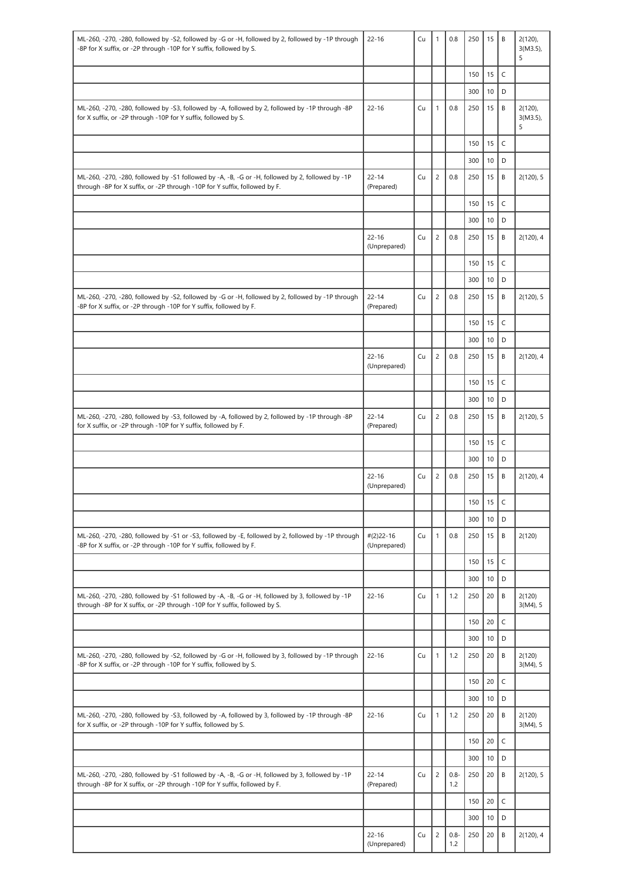| ML-260, -270, -280, followed by -S2, followed by -G or -H, followed by 2, followed by -1P through -8P for X suffix, or -2P through -10P for Y suffix, followed by S. | 22-16 | Cu | 1 | 0.8 | 250 | 15 | B | 2(120), 3(M3.5), 5 |
|---|---|---|---|---|---|---|---|---|
| | | | | | 150 | 15 | C | |
| | | | | | 300 | 10 | D | |
| ML-260, -270, -280, followed by -S3, followed by -A, followed by 2, followed by -1P through -8P for X suffix, or -2P through -10P for Y suffix, followed by S. | 22-16 | Cu | 1 | 0.8 | 250 | 15 | B | 2(120), 3(M3.5), 5 |
| | | | | | 150 | 15 | C | |
| | | | | | 300 | 10 | D | |
| ML-260, -270, -280, followed by -S1 followed by -A, -B, -G or -H, followed by 2, followed by -1P through -8P for X suffix, or -2P through -10P for Y suffix, followed by F. | 22-14 (Prepared) | Cu | 2 | 0.8 | 250 | 15 | B | 2(120), 5 |
| | | | | | 150 | 15 | C | |
| | | | | | 300 | 10 | D | |
| | 22-16 (Unprepared) | Cu | 2 | 0.8 | 250 | 15 | B | 2(120), 4 |
| | | | | | 150 | 15 | C | |
| | | | | | 300 | 10 | D | |
| ML-260, -270, -280, followed by -S2, followed by -G or -H, followed by 2, followed by -1P through -8P for X suffix, or -2P through -10P for Y suffix, followed by F. | 22-14 (Prepared) | Cu | 2 | 0.8 | 250 | 15 | B | 2(120), 5 |
| | | | | | 150 | 15 | C | |
| | | | | | 300 | 10 | D | |
| | 22-16 (Unprepared) | Cu | 2 | 0.8 | 250 | 15 | B | 2(120), 4 |
| | | | | | 150 | 15 | C | |
| | | | | | 300 | 10 | D | |
| ML-260, -270, -280, followed by -S3, followed by -A, followed by 2, followed by -1P through -8P for X suffix, or -2P through -10P for Y suffix, followed by F. | 22-14 (Prepared) | Cu | 2 | 0.8 | 250 | 15 | B | 2(120), 5 |
| | | | | | 150 | 15 | C | |
| | | | | | 300 | 10 | D | |
| | 22-16 (Unprepared) | Cu | 2 | 0.8 | 250 | 15 | B | 2(120), 4 |
| | | | | | 150 | 15 | C | |
| | | | | | 300 | 10 | D | |
| ML-260, -270, -280, followed by -S1 or -S3, followed by -E, followed by 2, followed by -1P through -8P for X suffix, or -2P through -10P for Y suffix, followed by F. | #(2)22-16 (Unprepared) | Cu | 1 | 0.8 | 250 | 15 | B | 2(120) |
| | | | | | 150 | 15 | C | |
| | | | | | 300 | 10 | D | |
| ML-260, -270, -280, followed by -S1 followed by -A, -B, -G or -H, followed by 3, followed by -1P through -8P for X suffix, or -2P through -10P for Y suffix, followed by S. | 22-16 | Cu | 1 | 1.2 | 250 | 20 | B | 2(120) 3(M4), 5 |
| | | | | | 150 | 20 | C | |
| | | | | | 300 | 10 | D | |
| ML-260, -270, -280, followed by -S2, followed by -G or -H, followed by 3, followed by -1P through -8P for X suffix, or -2P through -10P for Y suffix, followed by S. | 22-16 | Cu | 1 | 1.2 | 250 | 20 | B | 2(120) 3(M4), 5 |
| | | | | | 150 | 20 | C | |
| | | | | | 300 | 10 | D | |
| ML-260, -270, -280, followed by -S3, followed by -A, followed by 3, followed by -1P through -8P for X suffix, or -2P through -10P for Y suffix, followed by S. | 22-16 | Cu | 1 | 1.2 | 250 | 20 | B | 2(120) 3(M4), 5 |
| | | | | | 150 | 20 | C | |
| | | | | | 300 | 10 | D | |
| ML-260, -270, -280, followed by -S1 followed by -A, -B, -G or -H, followed by 3, followed by -1P through -8P for X suffix, or -2P through -10P for Y suffix, followed by F. | 22-14 (Prepared) | Cu | 2 | 0.8-1.2 | 250 | 20 | B | 2(120), 5 |
| | | | | | 150 | 20 | C | |
| | | | | | 300 | 10 | D | |
| | 22-16 (Unprepared) | Cu | 2 | 0.8-1.2 | 250 | 20 | B | 2(120), 4 |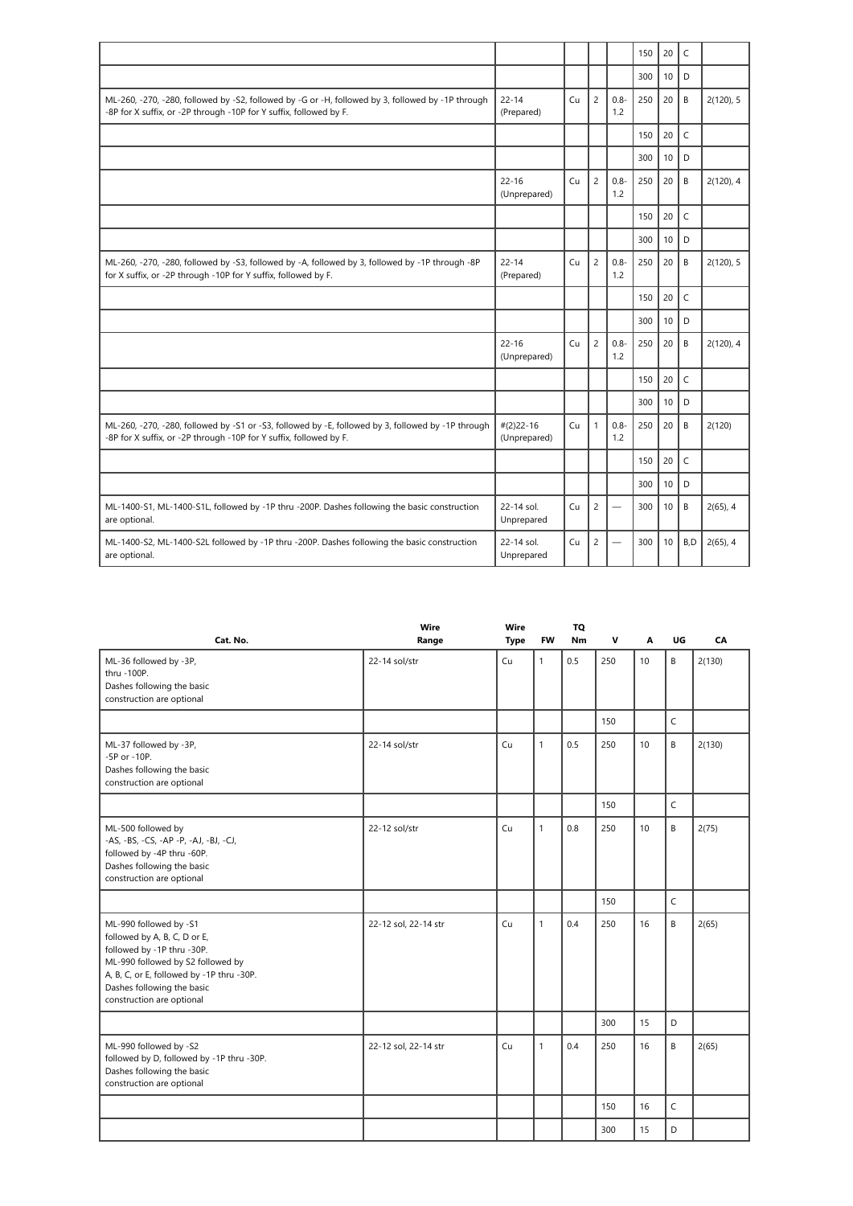| | | | | | | | | |
|---|---|---|---|---|---|---|---|---|
| | | | | | 150 | 20 | C | |
| | | | | | 300 | 10 | D | |
| ML-260, -270, -280, followed by -S2, followed by -G or -H, followed by 3, followed by -1P through -8P for X suffix, or -2P through -10P for Y suffix, followed by F. | 22-14 (Prepared) | Cu | 2 | 0.8-1.2 | 250 | 20 | B | 2(120), 5 |
| | | | | | 150 | 20 | C | |
| | | | | | 300 | 10 | D | |
| | 22-16 (Unprepared) | Cu | 2 | 0.8-1.2 | 250 | 20 | B | 2(120), 4 |
| | | | | | 150 | 20 | C | |
| | | | | | 300 | 10 | D | |
| ML-260, -270, -280, followed by -S3, followed by -A, followed by 3, followed by -1P through -8P for X suffix, or -2P through -10P for Y suffix, followed by F. | 22-14 (Prepared) | Cu | 2 | 0.8-1.2 | 250 | 20 | B | 2(120), 5 |
| | | | | | 150 | 20 | C | |
| | | | | | 300 | 10 | D | |
| | 22-16 (Unprepared) | Cu | 2 | 0.8-1.2 | 250 | 20 | B | 2(120), 4 |
| | | | | | 150 | 20 | C | |
| | | | | | 300 | 10 | D | |
| ML-260, -270, -280, followed by -S1 or -S3, followed by -E, followed by 3, followed by -1P through -8P for X suffix, or -2P through -10P for Y suffix, followed by F. | #(2)22-16 (Unprepared) | Cu | 1 | 0.8-1.2 | 250 | 20 | B | 2(120) |
| | | | | | 150 | 20 | C | |
| | | | | | 300 | 10 | D | |
| ML-1400-S1, ML-1400-S1L, followed by -1P thru -200P. Dashes following the basic construction are optional. | 22-14 sol. Unprepared | Cu | 2 | — | 300 | 10 | B | 2(65), 4 |
| ML-1400-S2, ML-1400-S2L followed by -1P thru -200P. Dashes following the basic construction are optional. | 22-14 sol. Unprepared | Cu | 2 | — | 300 | 10 | B,D | 2(65), 4 |

| Cat. No. | Wire Range | Wire Type | FW | TQ Nm | V | A | UG | CA |
|---|---|---|---|---|---|---|---|---|
| ML-36 followed by -3P, thru -100P. Dashes following the basic construction are optional | 22-14 sol/str | Cu | 1 | 0.5 | 250 | 10 | B | 2(130) |
| | | | | | 150 | | C | |
| ML-37 followed by -3P, -5P or -10P. Dashes following the basic construction are optional | 22-14 sol/str | Cu | 1 | 0.5 | 250 | 10 | B | 2(130) |
| | | | | | 150 | | C | |
| ML-500 followed by -AS, -BS, -CS, -AP -P, -AJ, -BJ, -CJ, followed by -4P thru -60P. Dashes following the basic construction are optional | 22-12 sol/str | Cu | 1 | 0.8 | 250 | 10 | B | 2(75) |
| | | | | | 150 | | C | |
| ML-990 followed by -S1 followed by A, B, C, D or E, followed by -1P thru -30P. ML-990 followed by S2 followed by A, B, C, or E, followed by -1P thru -30P. Dashes following the basic construction are optional | 22-12 sol, 22-14 str | Cu | 1 | 0.4 | 250 | 16 | B | 2(65) |
| | | | | | 300 | 15 | D | |
| ML-990 followed by -S2 followed by D, followed by -1P thru -30P. Dashes following the basic construction are optional | 22-12 sol, 22-14 str | Cu | 1 | 0.4 | 250 | 16 | B | 2(65) |
| | | | | | 150 | 16 | C | |
| | | | | | 300 | 15 | D | |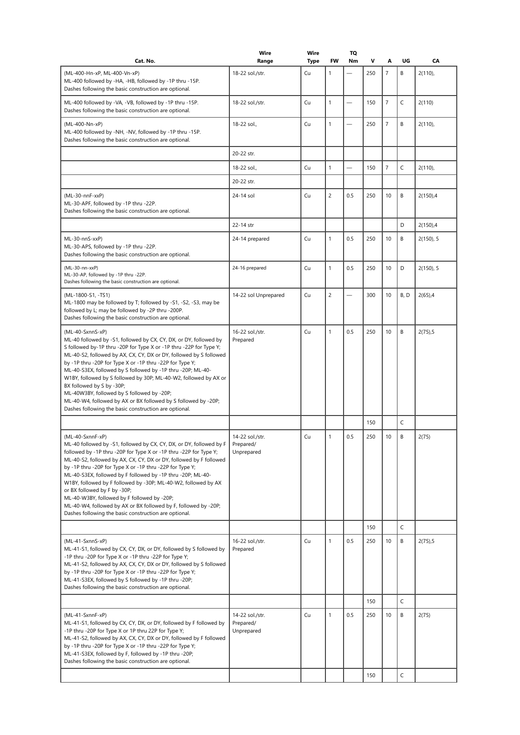| Cat. No. | Wire Range | Wire Type | FW | TQ Nm | V | A | UG | CA |
|---|---|---|---|---|---|---|---|---|
| (ML-400-Hn-xP, ML-400-Vn-xP)<br>ML-400 followed by -HA, -HB, followed by -1P thru -15P.<br>Dashes following the basic construction are optional. | 18-22 sol./str. | Cu | 1 | — | 250 | 7 | B | 2(110), |
| ML-400 followed by -VA, -VB, followed by -1P thru -15P.<br>Dashes following the basic construction are optional. | 18-22 sol./str. | Cu | 1 | — | 150 | 7 | C | 2(110) |
| (ML-400-Nn-xP)<br>ML-400 followed by -NH, -NV, followed by -1P thru -15P.<br>Dashes following the basic construction are optional. | 18-22 sol., | Cu | 1 | — | 250 | 7 | B | 2(110), |
| | 20-22 str. | | | | | | | |
| | 18-22 sol., | Cu | 1 | — | 150 | 7 | C | 2(110), |
| | 20-22 str. | | | | | | | |
| (ML-30-nnF-xxP)<br>ML-30-APF, followed by -1P thru -22P.<br>Dashes following the basic construction are optional. | 24-14 sol | Cu | 2 | 0.5 | 250 | 10 | B | 2(150),4 |
| | 22-14 str | | | | | | D | 2(150),4 |
| ML-30-nnS-xxP)<br>ML-30-APS, followed by -1P thru -22P.<br>Dashes following the basic construction are optional. | 24-14 prepared | Cu | 1 | 0.5 | 250 | 10 | B | 2(150), 5 |
| (ML-30-nn-xxP)<br>ML-30-AP, followed by -1P thru -22P.<br>Dashes following the basic construction are optional. | 24-16 prepared | Cu | 1 | 0.5 | 250 | 10 | D | 2(150), 5 |
| (ML-1800-S1, -TS1)<br>ML-1800 may be followed by T; followed by -S1, -S2, -S3, may be followed by L; may be followed by -2P thru -200P.<br>Dashes following the basic construction are optional. | 14-22 sol Unprepared | Cu | 2 | — | 300 | 10 | B, D | 2(65),4 |
| (ML-40-SxnnS-xP)<br>ML-40 followed by -S1, followed by CX, CY, DX, or DY, followed by S followed by-1P thru -20P for Type X or -1P thru -22P for Type Y;<br>ML-40-S2, followed by AX, CX, CY, DX or DY, followed by S followed by -1P thru -20P for Type X or -1P thru -22P for Type Y;<br>ML-40-S3EX, followed by S followed by -1P thru -20P; ML-40-W1BY, followed by S followed by 30P; ML-40-W2, followed by AX or BX followed by S by -30P;<br>ML-40W3BY, followed by S followed by -20P;<br>ML-40-W4, followed by AX or BX followed by S followed by -20P;<br>Dashes following the basic construction are optional. | 16-22 sol./str.<br>Prepared | Cu | 1 | 0.5 | 250 | 10 | B | 2(75),5 |
| | | | | | 150 | | C | |
| (ML-40-SxnnF-xP)<br>ML-40 followed by -S1, followed by CX, CY, DX, or DY, followed by F followed by -1P thru -20P for Type X or -1P thru -22P for Type Y;<br>ML-40-S2, followed by AX, CX, CY, DX or DY, followed by F followed by -1P thru -20P for Type X or -1P thru -22P for Type Y;<br>ML-40-S3EX, followed by F followed by -1P thru -20P; ML-40-W1BY, followed by F followed by -30P; ML-40-W2, followed by AX or BX followed by F by -30P;<br>ML-40-W3BY, followed by F followed by -20P;<br>ML-40-W4, followed by AX or BX followed by F, followed by -20P;<br>Dashes following the basic construction are optional. | 14-22 sol./str.<br>Prepared/<br>Unprepared | Cu | 1 | 0.5 | 250 | 10 | B | 2(75) |
| | | | | | 150 | | C | |
| (ML-41-SxnnS-xP)<br>ML-41-S1, followed by CX, CY, DX, or DY, followed by S followed by -1P thru -20P for Type X or -1P thru -22P for Type Y;<br>ML-41-S2, followed by AX, CX, CY, DX or DY, followed by S followed by -1P thru -20P for Type X or -1P thru -22P for Type Y;<br>ML-41-S3EX, followed by S followed by -1P thru -20P;<br>Dashes following the basic construction are optional. | 16-22 sol./str.<br>Prepared | Cu | 1 | 0.5 | 250 | 10 | B | 2(75),5 |
| | | | | | 150 | | C | |
| (ML-41-SxnnF-xP)<br>ML-41-S1, followed by CX, CY, DX, or DY, followed by F followed by -1P thru -20P for Type X or 1P thru 22P for Type Y;<br>ML-41-S2, followed by AX, CX, CY, DX or DY, followed by F followed by -1P thru -20P for Type X or -1P thru -22P for Type Y;<br>ML-41-S3EX, followed by F, followed by -1P thru -20P;<br>Dashes following the basic construction are optional. | 14-22 sol./str.<br>Prepared/<br>Unprepared | Cu | 1 | 0.5 | 250 | 10 | B | 2(75) |
| | | | | | 150 | | C | |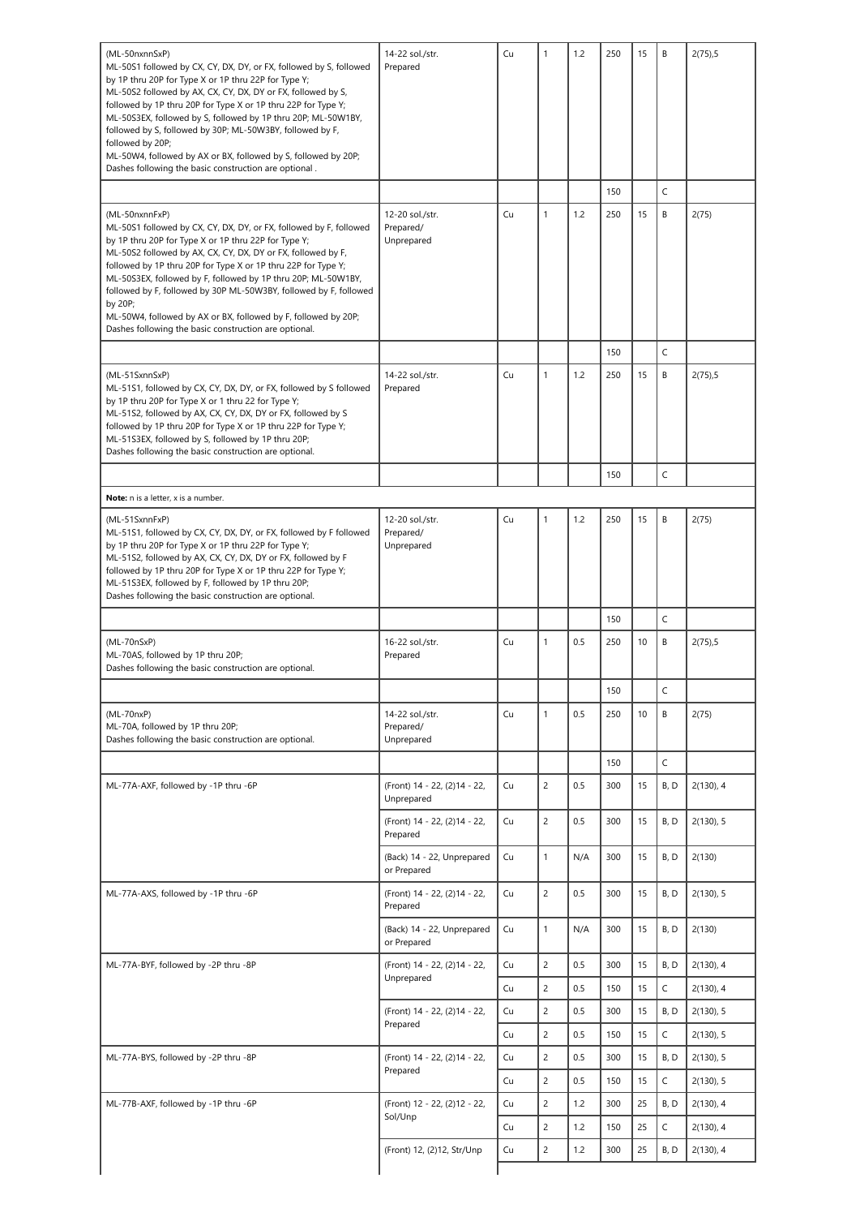| | | | | | | | | |
|---|---|---|---|---|---|---|---|---|
| (ML-50nxnnSxP)<br>ML-50S1 followed by CX, CY, DX, DY, or FX, followed by S, followed by 1P thru 20P for Type X or 1P thru 22P for Type Y;<br>ML-50S2 followed by AX, CX, CY, DX, DY or FX, followed by S, followed by 1P thru 20P for Type X or 1P thru 22P for Type Y;<br>ML-50S3EX, followed by S, followed by 1P thru 20P; ML-50W1BY, followed by S, followed by 30P; ML-50W3BY, followed by F, followed by 20P;<br>ML-50W4, followed by AX or BX, followed by S, followed by 20P;<br>Dashes following the basic construction are optional . | 14-22 sol./str.<br>Prepared | Cu | 1 | 1.2 | 250 | 15 | B | 2(75),5 |
| | | | | | 150 | | C | |
| (ML-50nxnnFxP)<br>ML-50S1 followed by CX, CY, DX, DY, or FX, followed by F, followed by 1P thru 20P for Type X or 1P thru 22P for Type Y;<br>ML-50S2 followed by AX, CX, CY, DX, DY or FX, followed by F, followed by 1P thru 20P for Type X or 1P thru 22P for Type Y;<br>ML-50S3EX, followed by F, followed by 1P thru 20P; ML-50W1BY, followed by F, followed by 30P ML-50W3BY, followed by F, followed by 20P;<br>ML-50W4, followed by AX or BX, followed by F, followed by 20P;<br>Dashes following the basic construction are optional. | 12-20 sol./str.<br>Prepared/<br>Unprepared | Cu | 1 | 1.2 | 250 | 15 | B | 2(75) |
| | | | | | 150 | | C | |
| (ML-51SxnnSxP)<br>ML-51S1, followed by CX, CY, DX, DY, or FX, followed by S followed by 1P thru 20P for Type X or 1 thru 22 for Type Y;<br>ML-51S2, followed by AX, CX, CY, DX, DY or FX, followed by S followed by 1P thru 20P for Type X or 1P thru 22P for Type Y;<br>ML-51S3EX, followed by S, followed by 1P thru 20P;<br>Dashes following the basic construction are optional. | 14-22 sol./str.<br>Prepared | Cu | 1 | 1.2 | 250 | 15 | B | 2(75),5 |
| | | | | | 150 | | C | |
| **Note:** n is a letter, x is a number. | | | | | | | | |
| (ML-51SxnnFxP)<br>ML-51S1, followed by CX, CY, DX, DY, or FX, followed by F followed by 1P thru 20P for Type X or 1P thru 22P for Type Y;<br>ML-51S2, followed by AX, CX, CY, DX, DY or FX, followed by F followed by 1P thru 20P for Type X or 1P thru 22P for Type Y;<br>ML-51S3EX, followed by F, followed by 1P thru 20P;<br>Dashes following the basic construction are optional. | 12-20 sol./str.<br>Prepared/<br>Unprepared | Cu | 1 | 1.2 | 250 | 15 | B | 2(75) |
| | | | | | 150 | | C | |
| (ML-70nSxP)<br>ML-70AS, followed by 1P thru 20P;<br>Dashes following the basic construction are optional. | 16-22 sol./str.<br>Prepared | Cu | 1 | 0.5 | 250 | 10 | B | 2(75),5 |
| | | | | | 150 | | C | |
| (ML-70nxP)<br>ML-70A, followed by 1P thru 20P;<br>Dashes following the basic construction are optional. | 14-22 sol./str.<br>Prepared/<br>Unprepared | Cu | 1 | 0.5 | 250 | 10 | B | 2(75) |
| | | | | | 150 | | C | |
| ML-77A-AXF, followed by -1P thru -6P | (Front) 14 - 22, (2)14 - 22, Unprepared | Cu | 2 | 0.5 | 300 | 15 | B, D | 2(130), 4 |
| | (Front) 14 - 22, (2)14 - 22, Prepared | Cu | 2 | 0.5 | 300 | 15 | B, D | 2(130), 5 |
| | (Back) 14 - 22, Unprepared or Prepared | Cu | 1 | N/A | 300 | 15 | B, D | 2(130) |
| ML-77A-AXS, followed by -1P thru -6P | (Front) 14 - 22, (2)14 - 22, Prepared | Cu | 2 | 0.5 | 300 | 15 | B, D | 2(130), 5 |
| | (Back) 14 - 22, Unprepared or Prepared | Cu | 1 | N/A | 300 | 15 | B, D | 2(130) |
| ML-77A-BYF, followed by -2P thru -8P | (Front) 14 - 22, (2)14 - 22, Unprepared | Cu | 2 | 0.5 | 300 | 15 | B, D | 2(130), 4 |
| | | Cu | 2 | 0.5 | 150 | 15 | C | 2(130), 4 |
| | (Front) 14 - 22, (2)14 - 22, Prepared | Cu | 2 | 0.5 | 300 | 15 | B, D | 2(130), 5 |
| | | Cu | 2 | 0.5 | 150 | 15 | C | 2(130), 5 |
| ML-77A-BYS, followed by -2P thru -8P | (Front) 14 - 22, (2)14 - 22, Prepared | Cu | 2 | 0.5 | 300 | 15 | B, D | 2(130), 5 |
| | | Cu | 2 | 0.5 | 150 | 15 | C | 2(130), 5 |
| ML-77B-AXF, followed by -1P thru -6P | (Front) 12 - 22, (2)12 - 22, Sol/Unp | Cu | 2 | 1.2 | 300 | 25 | B, D | 2(130), 4 |
| | | Cu | 2 | 1.2 | 150 | 25 | C | 2(130), 4 |
| | (Front) 12, (2)12, Str/Unp | Cu | 2 | 1.2 | 300 | 25 | B, D | 2(130), 4 |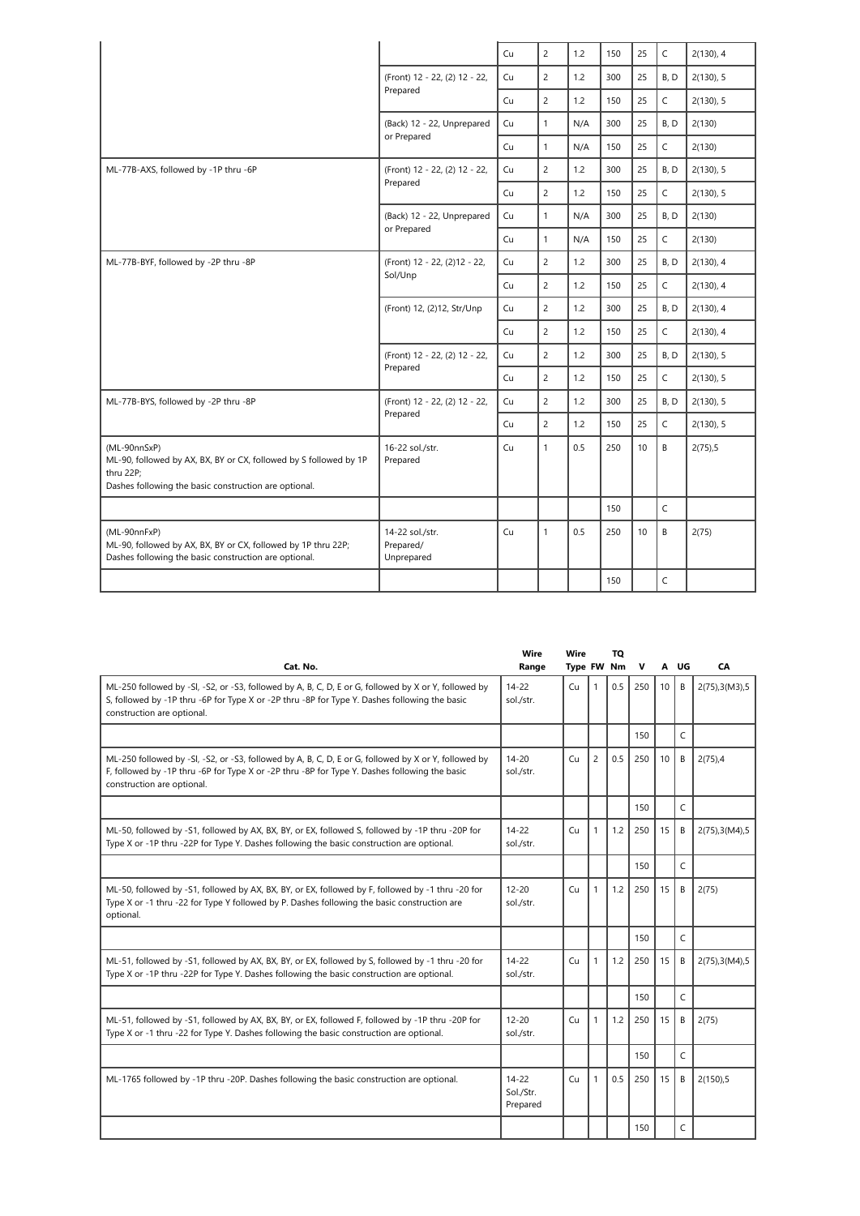| | | | | | | | | |
|---|---|---|---|---|---|---|---|---|
| | | Cu | 2 | 1.2 | 150 | 25 | C | 2(130), 4 |
| | (Front) 12 - 22, (2) 12 - 22, Prepared | Cu | 2 | 1.2 | 300 | 25 | B, D | 2(130), 5 |
| | | Cu | 2 | 1.2 | 150 | 25 | C | 2(130), 5 |
| | (Back) 12 - 22, Unprepared or Prepared | Cu | 1 | N/A | 300 | 25 | B, D | 2(130) |
| | | Cu | 1 | N/A | 150 | 25 | C | 2(130) |
| ML-77B-AXS, followed by -1P thru -6P | (Front) 12 - 22, (2) 12 - 22, Prepared | Cu | 2 | 1.2 | 300 | 25 | B, D | 2(130), 5 |
| | | Cu | 2 | 1.2 | 150 | 25 | C | 2(130), 5 |
| | (Back) 12 - 22, Unprepared or Prepared | Cu | 1 | N/A | 300 | 25 | B, D | 2(130) |
| | | Cu | 1 | N/A | 150 | 25 | C | 2(130) |
| ML-77B-BYF, followed by -2P thru -8P | (Front) 12 - 22, (2)12 - 22, Sol/Unp | Cu | 2 | 1.2 | 300 | 25 | B, D | 2(130), 4 |
| | | Cu | 2 | 1.2 | 150 | 25 | C | 2(130), 4 |
| | (Front) 12, (2)12, Str/Unp | Cu | 2 | 1.2 | 300 | 25 | B, D | 2(130), 4 |
| | | Cu | 2 | 1.2 | 150 | 25 | C | 2(130), 4 |
| | (Front) 12 - 22, (2) 12 - 22, Prepared | Cu | 2 | 1.2 | 300 | 25 | B, D | 2(130), 5 |
| | | Cu | 2 | 1.2 | 150 | 25 | C | 2(130), 5 |
| ML-77B-BYS, followed by -2P thru -8P | (Front) 12 - 22, (2) 12 - 22, Prepared | Cu | 2 | 1.2 | 300 | 25 | B, D | 2(130), 5 |
| | | Cu | 2 | 1.2 | 150 | 25 | C | 2(130), 5 |
| (ML-90nnSxP) ML-90, followed by AX, BX, BY or CX, followed by S followed by 1P thru 22P; Dashes following the basic construction are optional. | 16-22 sol./str. Prepared | Cu | 1 | 0.5 | 250 | 10 | B | 2(75),5 |
| | | | | | 150 | | C | |
| (ML-90nnFxP) ML-90, followed by AX, BX, BY or CX, followed by 1P thru 22P; Dashes following the basic construction are optional. | 14-22 sol./str. Prepared/ Unprepared | Cu | 1 | 0.5 | 250 | 10 | B | 2(75) |
| | | | | | 150 | | C | |

| Cat. No. | Wire Range | Wire Type | FW | TQ Nm | V | A | UG | CA |
|---|---|---|---|---|---|---|---|---|
| ML-250 followed by -SI, -S2, or -S3, followed by A, B, C, D, E or G, followed by X or Y, followed by S, followed by -1P thru -6P for Type X or -2P thru -8P for Type Y. Dashes following the basic construction are optional. | 14-22 sol./str. | Cu | 1 | 0.5 | 250 | 10 | B | 2(75),3(M3),5 |
| | | | | | 150 | | C | |
| ML-250 followed by -SI, -S2, or -S3, followed by A, B, C, D, E or G, followed by X or Y, followed by F, followed by -1P thru -6P for Type X or -2P thru -8P for Type Y. Dashes following the basic construction are optional. | 14-20 sol./str. | Cu | 2 | 0.5 | 250 | 10 | B | 2(75),4 |
| | | | | | 150 | | C | |
| ML-50, followed by -S1, followed by AX, BX, BY, or EX, followed S, followed by -1P thru -20P for Type X or -1P thru -22P for Type Y. Dashes following the basic construction are optional. | 14-22 sol./str. | Cu | 1 | 1.2 | 250 | 15 | B | 2(75),3(M4),5 |
| | | | | | 150 | | C | |
| ML-50, followed by -S1, followed by AX, BX, BY, or EX, followed by F, followed by -1 thru -20 for Type X or -1 thru -22 for Type Y followed by P. Dashes following the basic construction are optional. | 12-20 sol./str. | Cu | 1 | 1.2 | 250 | 15 | B | 2(75) |
| | | | | | 150 | | C | |
| ML-51, followed by -S1, followed by AX, BX, BY, or EX, followed by S, followed by -1 thru -20 for Type X or -1P thru -22P for Type Y. Dashes following the basic construction are optional. | 14-22 sol./str. | Cu | 1 | 1.2 | 250 | 15 | B | 2(75),3(M4),5 |
| | | | | | 150 | | C | |
| ML-51, followed by -S1, followed by AX, BX, BY, or EX, followed F, followed by -1P thru -20P for Type X or -1 thru -22 for Type Y. Dashes following the basic construction are optional. | 12-20 sol./str. | Cu | 1 | 1.2 | 250 | 15 | B | 2(75) |
| | | | | | 150 | | C | |
| ML-1765 followed by -1P thru -20P. Dashes following the basic construction are optional. | 14-22 Sol./Str. Prepared | Cu | 1 | 0.5 | 250 | 15 | B | 2(150),5 |
| | | | | | 150 | | C | |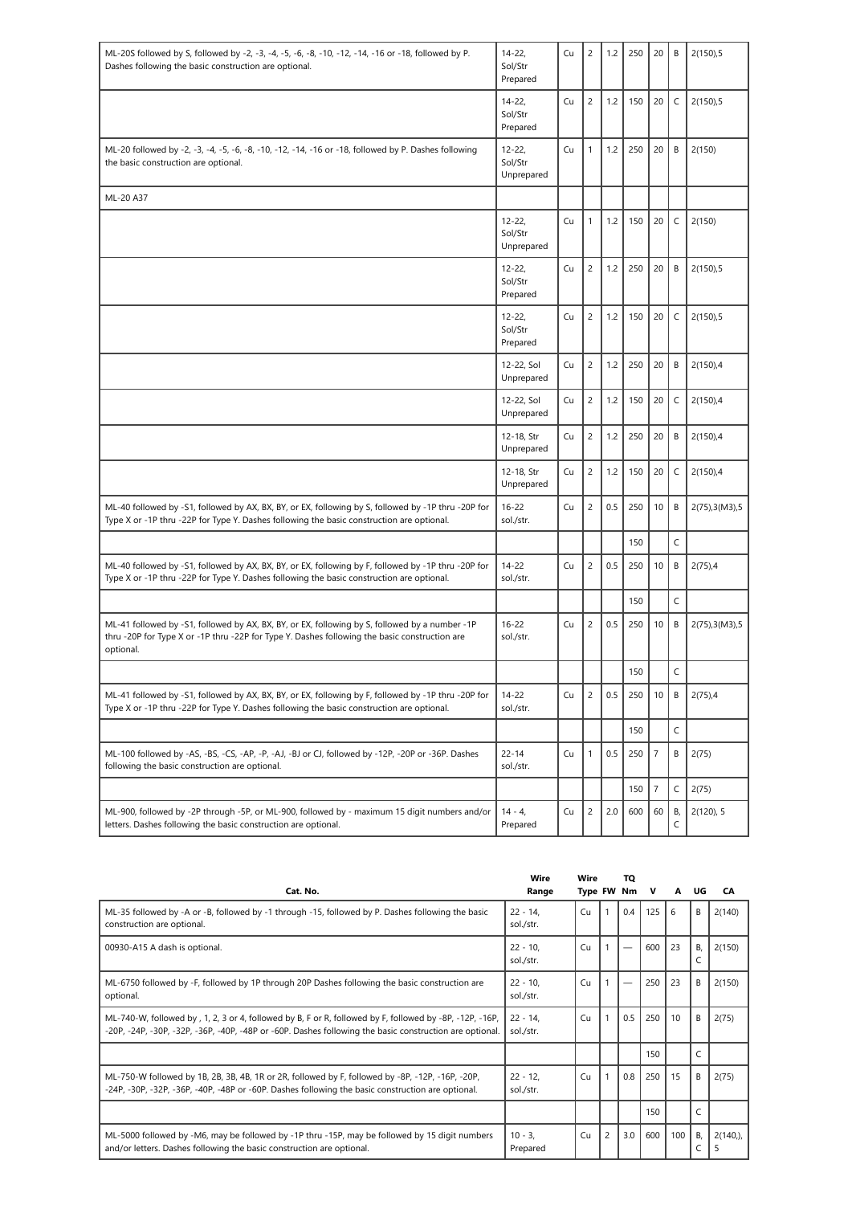| Cat. No. | Wire Range | Wire Type | FW | TQ Nm | V | A | UG | CA |
|---|---|---|---|---|---|---|---|---|
| ML-20S followed by S, followed by -2, -3, -4, -5, -6, -8, -10, -12, -14, -16 or -18, followed by P. Dashes following the basic construction are optional. | 14-22, Sol/Str Prepared | Cu | 2 | 1.2 | 250 | 20 | B | 2(150),5 |
| | 14-22, Sol/Str Prepared | Cu | 2 | 1.2 | 150 | 20 | C | 2(150),5 |
| ML-20 followed by -2, -3, -4, -5, -6, -8, -10, -12, -14, -16 or -18, followed by P. Dashes following the basic construction are optional. | 12-22, Sol/Str Unprepared | Cu | 1 | 1.2 | 250 | 20 | B | 2(150) |
| ML-20 A37 | | | | | | | | |
| | 12-22, Sol/Str Unprepared | Cu | 1 | 1.2 | 150 | 20 | C | 2(150) |
| | 12-22, Sol/Str Prepared | Cu | 2 | 1.2 | 250 | 20 | B | 2(150),5 |
| | 12-22, Sol/Str Prepared | Cu | 2 | 1.2 | 150 | 20 | C | 2(150),5 |
| | 12-22, Sol Unprepared | Cu | 2 | 1.2 | 250 | 20 | B | 2(150),4 |
| | 12-22, Sol Unprepared | Cu | 2 | 1.2 | 150 | 20 | C | 2(150),4 |
| | 12-18, Str Unprepared | Cu | 2 | 1.2 | 250 | 20 | B | 2(150),4 |
| | 12-18, Str Unprepared | Cu | 2 | 1.2 | 150 | 20 | C | 2(150),4 |
| ML-40 followed by -S1, followed by AX, BX, BY, or EX, following by S, followed by -1P thru -20P for Type X or -1P thru -22P for Type Y. Dashes following the basic construction are optional. | 16-22 sol./str. | Cu | 2 | 0.5 | 250 | 10 | B | 2(75),3(M3),5 |
| | | | | | 150 | | C | |
| ML-40 followed by -S1, followed by AX, BX, BY, or EX, following by F, followed by -1P thru -20P for Type X or -1P thru -22P for Type Y. Dashes following the basic construction are optional. | 14-22 sol./str. | Cu | 2 | 0.5 | 250 | 10 | B | 2(75),4 |
| | | | | | 150 | | C | |
| ML-41 followed by -S1, followed by AX, BX, BY, or EX, following by S, followed by a number -1P thru -20P for Type X or -1P thru -22P for Type Y. Dashes following the basic construction are optional. | 16-22 sol./str. | Cu | 2 | 0.5 | 250 | 10 | B | 2(75),3(M3),5 |
| | | | | | 150 | | C | |
| ML-41 followed by -S1, followed by AX, BX, BY, or EX, following by F, followed by -1P thru -20P for Type X or -1P thru -22P for Type Y. Dashes following the basic construction are optional. | 14-22 sol./str. | Cu | 2 | 0.5 | 250 | 10 | B | 2(75),4 |
| | | | | | 150 | | C | |
| ML-100 followed by -AS, -BS, -CS, -AP, -P, -AJ, -BJ or CJ, followed by -12P, -20P or -36P. Dashes following the basic construction are optional. | 22-14 sol./str. | Cu | 1 | 0.5 | 250 | 7 | B | 2(75) |
| | | | | | 150 | 7 | C | 2(75) |
| ML-900, followed by -2P through -5P, or ML-900, followed by - maximum 15 digit numbers and/or letters. Dashes following the basic construction are optional. | 14 - 4, Prepared | Cu | 2 | 2.0 | 600 | 60 | B, C | 2(120), 5 |

| Cat. No. | Wire Range | Wire Type | FW | TQ Nm | V | A | UG | CA |
|---|---|---|---|---|---|---|---|---|
| ML-35 followed by -A or -B, followed by -1 through -15, followed by P. Dashes following the basic construction are optional. | 22 - 14, sol./str. | Cu | 1 | 0.4 | 125 | 6 | B | 2(140) |
| 00930-A15 A dash is optional. | 22 - 10, sol./str. | Cu | 1 | — | 600 | 23 | B, C | 2(150) |
| ML-6750 followed by -F, followed by 1P through 20P Dashes following the basic construction are optional. | 22 - 10, sol./str. | Cu | 1 | — | 250 | 23 | B | 2(150) |
| ML-740-W, followed by , 1, 2, 3 or 4, followed by B, F or R, followed by F, followed by -8P, -12P, -16P, -20P, -24P, -30P, -32P, -36P, -40P, -48P or -60P. Dashes following the basic construction are optional. | 22 - 14, sol./str. | Cu | 1 | 0.5 | 250 | 10 | B | 2(75) |
| | | | | | 150 | | C | |
| ML-750-W followed by 1B, 2B, 3B, 4B, 1R or 2R, followed by F, followed by -8P, -12P, -16P, -20P, -24P, -30P, -32P, -36P, -40P, -48P or -60P. Dashes following the basic construction are optional. | 22 - 12, sol./str. | Cu | 1 | 0.8 | 250 | 15 | B | 2(75) |
| | | | | | 150 | | C | |
| ML-5000 followed by -M6, may be followed by -1P thru -15P, may be followed by 15 digit numbers and/or letters. Dashes following the basic construction are optional. | 10 - 3, Prepared | Cu | 2 | 3.0 | 600 | 100 | B, C | 2(140,), 5 |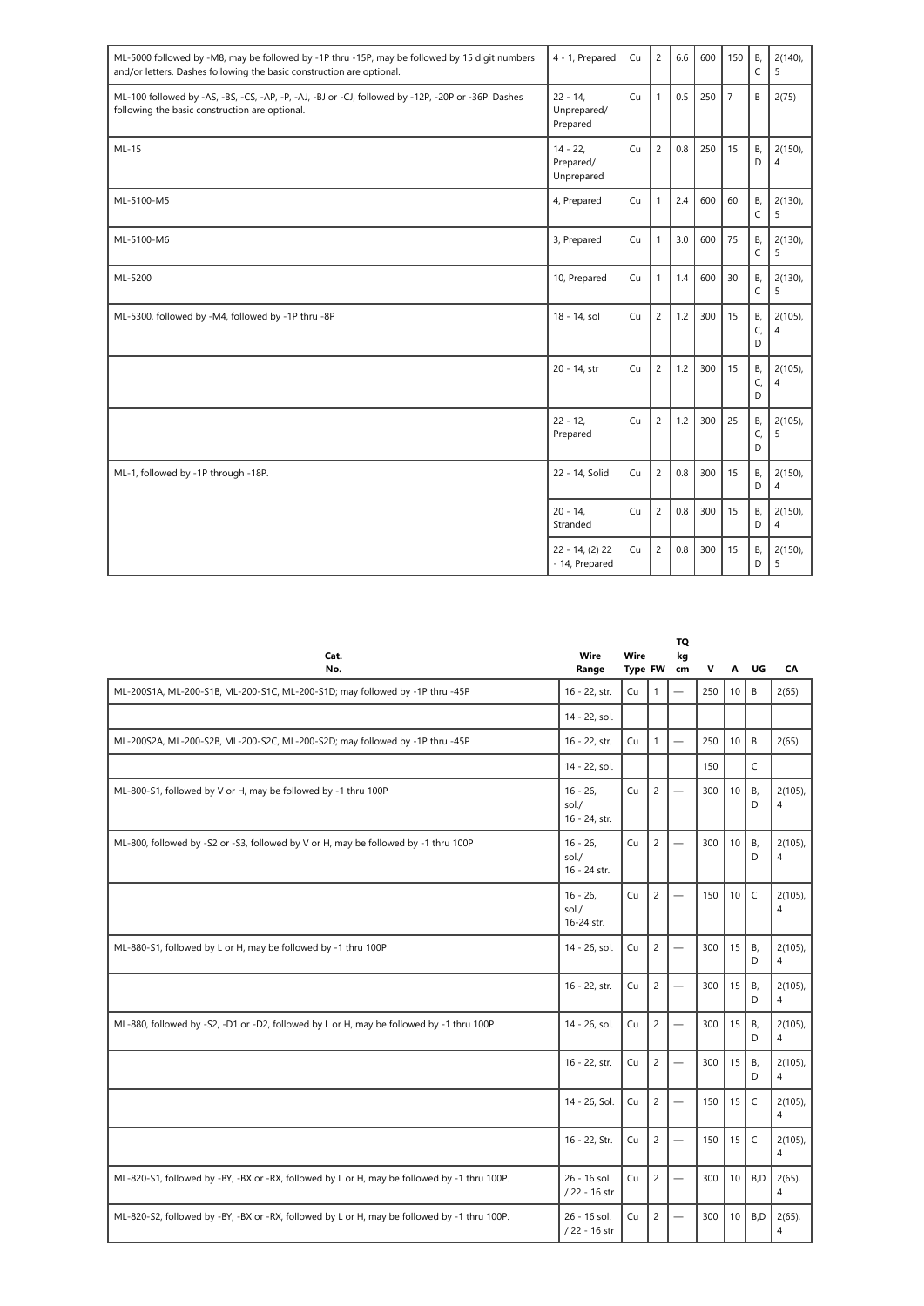| Cat. No. | Wire Range | Wire Type | FW | TQ kg cm | V | A | UG | CA |
|---|---|---|---|---|---|---|---|---|
| ML-5000 followed by -M8, may be followed by -1P thru -15P, may be followed by 15 digit numbers and/or letters. Dashes following the basic construction are optional. | 4 - 1, Prepared | Cu | 2 | 6.6 | 600 | 150 | B, C | 2(140), 5 |
| ML-100 followed by -AS, -BS, -CS, -AP, -P, -AJ, -BJ or -CJ, followed by -12P, -20P or -36P. Dashes following the basic construction are optional. | 22 - 14, Unprepared/ Prepared | Cu | 1 | 0.5 | 250 | 7 | B | 2(75) |
| ML-15 | 14 - 22, Prepared/ Unprepared | Cu | 2 | 0.8 | 250 | 15 | B, D | 2(150), 4 |
| ML-5100-M5 | 4, Prepared | Cu | 1 | 2.4 | 600 | 60 | B, C | 2(130), 5 |
| ML-5100-M6 | 3, Prepared | Cu | 1 | 3.0 | 600 | 75 | B, C | 2(130), 5 |
| ML-5200 | 10, Prepared | Cu | 1 | 1.4 | 600 | 30 | B, C | 2(130), 5 |
| ML-5300, followed by -M4, followed by -1P thru -8P | 18 - 14, sol | Cu | 2 | 1.2 | 300 | 15 | B, C, D | 2(105), 4 |
| | 20 - 14, str | Cu | 2 | 1.2 | 300 | 15 | B, C, D | 2(105), 4 |
| | 22 - 12, Prepared | Cu | 2 | 1.2 | 300 | 25 | B, C, D | 2(105), 5 |
| ML-1, followed by -1P through -18P. | 22 - 14, Solid | Cu | 2 | 0.8 | 300 | 15 | B, D | 2(150), 4 |
| | 20 - 14, Stranded | Cu | 2 | 0.8 | 300 | 15 | B, D | 2(150), 4 |
| | 22 - 14, (2) 22 - 14, Prepared | Cu | 2 | 0.8 | 300 | 15 | B, D | 2(150), 5 |

| Cat. No. | Wire Range | Wire Type | FW | TQ kg cm | V | A | UG | CA |
|---|---|---|---|---|---|---|---|---|
| ML-200S1A, ML-200-S1B, ML-200-S1C, ML-200-S1D; may followed by -1P thru -45P | 16 - 22, str. | Cu | 1 | — | 250 | 10 | B | 2(65) |
| | 14 - 22, sol. | | | | | | | |
| ML-200S2A, ML-200-S2B, ML-200-S2C, ML-200-S2D; may followed by -1P thru -45P | 16 - 22, str. | Cu | 1 | — | 250 | 10 | B | 2(65) |
| | 14 - 22, sol. | | | | 150 | | C | |
| ML-800-S1, followed by V or H, may be followed by -1 thru 100P | 16 - 26, sol./ 16 - 24, str. | Cu | 2 | — | 300 | 10 | B, D | 2(105), 4 |
| ML-800, followed by -S2 or -S3, followed by V or H, may be followed by -1 thru 100P | 16 - 26, sol./ 16 - 24 str. | Cu | 2 | — | 300 | 10 | B, D | 2(105), 4 |
| | 16 - 26, sol./ 16-24 str. | Cu | 2 | — | 150 | 10 | C | 2(105), 4 |
| ML-880-S1, followed by L or H, may be followed by -1 thru 100P | 14 - 26, sol. | Cu | 2 | — | 300 | 15 | B, D | 2(105), 4 |
| | 16 - 22, str. | Cu | 2 | — | 300 | 15 | B, D | 2(105), 4 |
| ML-880, followed by -S2, -D1 or -D2, followed by L or H, may be followed by -1 thru 100P | 14 - 26, sol. | Cu | 2 | — | 300 | 15 | B, D | 2(105), 4 |
| | 16 - 22, str. | Cu | 2 | — | 300 | 15 | B, D | 2(105), 4 |
| | 14 - 26, Sol. | Cu | 2 | — | 150 | 15 | C | 2(105), 4 |
| | 16 - 22, Str. | Cu | 2 | — | 150 | 15 | C | 2(105), 4 |
| ML-820-S1, followed by -BY, -BX or -RX, followed by L or H, may be followed by -1 thru 100P. | 26 - 16 sol. / 22 - 16 str | Cu | 2 | — | 300 | 10 | B,D | 2(65), 4 |
| ML-820-S2, followed by -BY, -BX or -RX, followed by L or H, may be followed by -1 thru 100P. | 26 - 16 sol. / 22 - 16 str | Cu | 2 | — | 300 | 10 | B,D | 2(65), 4 |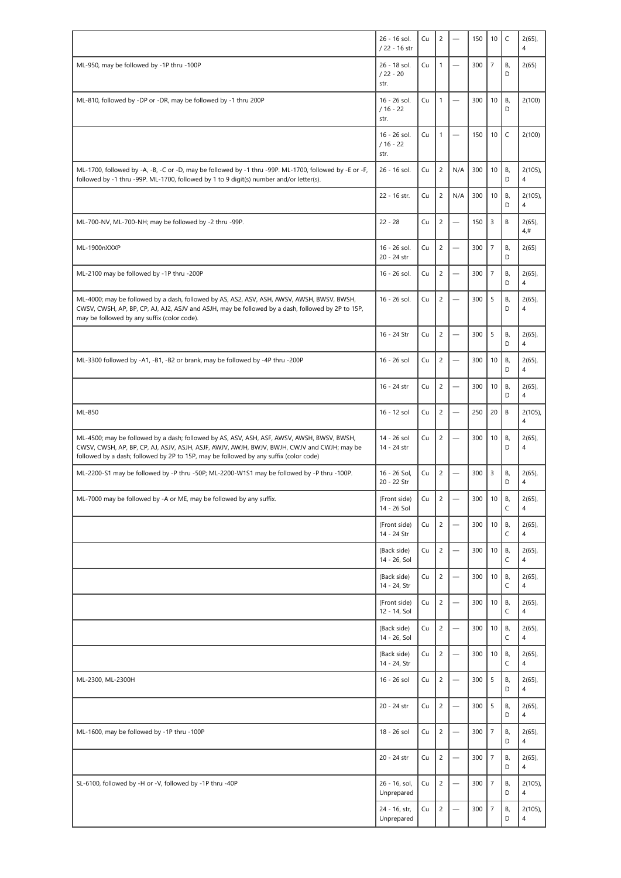| | | | | | | | | |
|---|---|---|---|---|---|---|---|---|
| | 26 - 16 sol. / 22 - 16 str | Cu | 2 | — | 150 | 10 | C | 2(65), 4 |
| ML-950, may be followed by -1P thru -100P | 26 - 18 sol. / 22 - 20 str. | Cu | 1 | — | 300 | 7 | B, D | 2(65) |
| ML-810, followed by -DP or -DR, may be followed by -1 thru 200P | 16 - 26 sol. / 16 - 22 str. | Cu | 1 | — | 300 | 10 | B, D | 2(100) |
| | 16 - 26 sol. / 16 - 22 str. | Cu | 1 | — | 150 | 10 | C | 2(100) |
| ML-1700, followed by -A, -B, -C or -D, may be followed by -1 thru -99P. ML-1700, followed by -E or -F, followed by -1 thru -99P. ML-1700, followed by 1 to 9 digit(s) number and/or letter(s). | 26 - 16 sol. | Cu | 2 | N/A | 300 | 10 | B, D | 2(105), 4 |
| | 22 - 16 str. | Cu | 2 | N/A | 300 | 10 | B, D | 2(105), 4 |
| ML-700-NV, ML-700-NH; may be followed by -2 thru -99P. | 22 - 28 | Cu | 2 | — | 150 | 3 | B | 2(65), 4,# |
| ML-1900nXXXP | 16 - 26 sol. 20 - 24 str | Cu | 2 | — | 300 | 7 | B, D | 2(65) |
| ML-2100 may be followed by -1P thru -200P | 16 - 26 sol. | Cu | 2 | — | 300 | 7 | B, D | 2(65), 4 |
| ML-4000; may be followed by a dash, followed by AS, AS2, ASV, ASH, AWSV, AWSH, BWSV, BWSH, CWSV, CWSH, AP, BP, CP, AJ, AJ2, ASJV and ASJH, may be followed by a dash, followed by 2P to 15P, may be followed by any suffix (color code). | 16 - 26 sol. | Cu | 2 | — | 300 | 5 | B, D | 2(65), 4 |
| | 16 - 24 Str | Cu | 2 | — | 300 | 5 | B, D | 2(65), 4 |
| ML-3300 followed by -A1, -B1, -B2 or brank, may be followed by -4P thru -200P | 16 - 26 sol | Cu | 2 | — | 300 | 10 | B, D | 2(65), 4 |
| | 16 - 24 str | Cu | 2 | — | 300 | 10 | B, D | 2(65), 4 |
| ML-850 | 16 - 12 sol | Cu | 2 | — | 250 | 20 | B | 2(105), 4 |
| ML-4500; may be followed by a dash; followed by AS, ASV, ASH, ASF, AWSV, AWSH, BWSV, BWSH, CWSV, CWSH, AP, BP, CP, AJ, ASJV, ASJH, ASJF, AWJV, AWJH, BWJV, BWJH, CWJV and CWJH; may be followed by a dash; followed by 2P to 15P, may be followed by any suffix (color code) | 14 - 26 sol 14 - 24 str | Cu | 2 | — | 300 | 10 | B, D | 2(65), 4 |
| ML-2200-S1 may be followed by -P thru -50P; ML-2200-W1S1 may be followed by -P thru -100P. | 16 - 26 Sol, 20 - 22 Str | Cu | 2 | — | 300 | 3 | B, D | 2(65), 4 |
| ML-7000 may be followed by -A or ME, may be followed by any suffix. | (Front side) 14 - 26 Sol | Cu | 2 | — | 300 | 10 | B, C | 2(65), 4 |
| | (Front side) 14 - 24 Str | Cu | 2 | — | 300 | 10 | B, C | 2(65), 4 |
| | (Back side) 14 - 26, Sol | Cu | 2 | — | 300 | 10 | B, C | 2(65), 4 |
| | (Back side) 14 - 24, Str | Cu | 2 | — | 300 | 10 | B, C | 2(65), 4 |
| | (Front side) 12 - 14, Sol | Cu | 2 | — | 300 | 10 | B, C | 2(65), 4 |
| | (Back side) 14 - 26, Sol | Cu | 2 | — | 300 | 10 | B, C | 2(65), 4 |
| | (Back side) 14 - 24, Str | Cu | 2 | — | 300 | 10 | B, C | 2(65), 4 |
| ML-2300, ML-2300H | 16 - 26 sol | Cu | 2 | — | 300 | 5 | B, D | 2(65), 4 |
| | 20 - 24 str | Cu | 2 | — | 300 | 5 | B, D | 2(65), 4 |
| ML-1600, may be followed by -1P thru -100P | 18 - 26 sol | Cu | 2 | — | 300 | 7 | B, D | 2(65), 4 |
| | 20 - 24 str | Cu | 2 | — | 300 | 7 | B, D | 2(65), 4 |
| SL-6100, followed by -H or -V, followed by -1P thru -40P | 26 - 16, sol, Unprepared | Cu | 2 | — | 300 | 7 | B, D | 2(105), 4 |
| | 24 - 16, str, Unprepared | Cu | 2 | — | 300 | 7 | B, D | 2(105), 4 |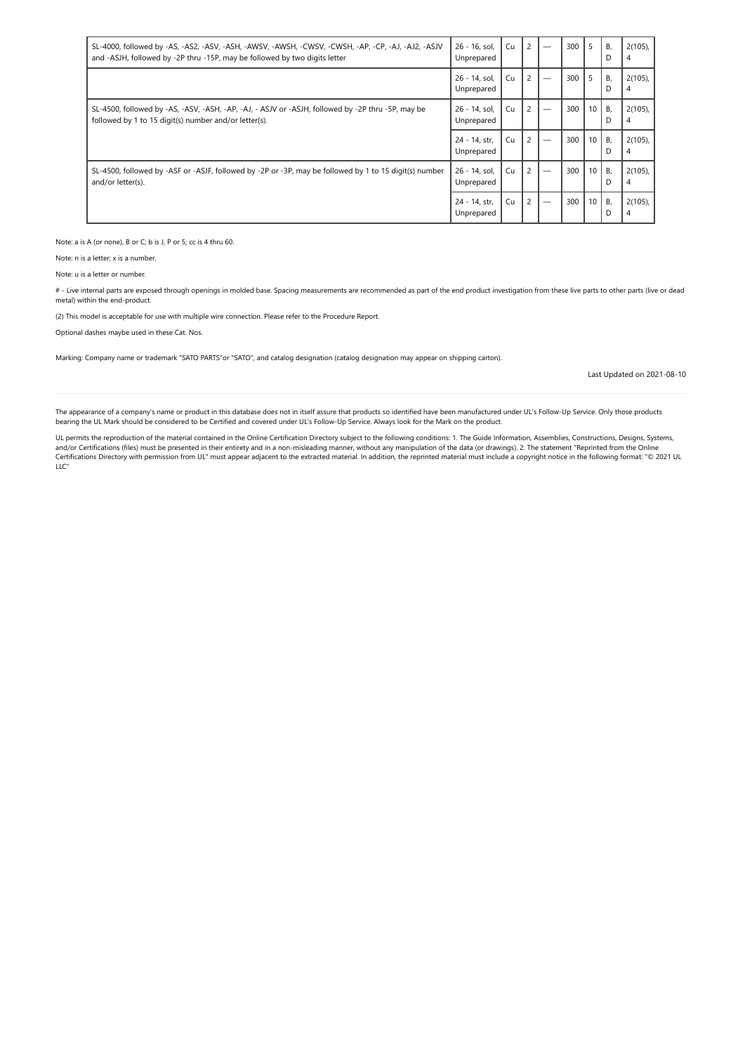| | | | | | | | | |
|---|---|---|---|---|---|---|---|---|
| SL-4000, followed by -AS, -AS2, -ASV, -ASH, -AWSV, -AWSH, -CWSV, -CWSH, -AP, -CP, -AJ, -AJ2, -ASJV and -ASJH, followed by -2P thru -15P, may be followed by two digits letter | 26 - 16, sol, Unprepared | Cu | 2 | — | 300 | 5 | B, D | 2(105), 4 |
| | 26 - 14, sol, Unprepared | Cu | 2 | — | 300 | 5 | B, D | 2(105), 4 |
| SL-4500, followed by -AS, -ASV, -ASH, -AP, -AJ, - ASJV or -ASJH, followed by -2P thru -5P, may be followed by 1 to 15 digit(s) number and/or letter(s). | 26 - 14, sol, Unprepared | Cu | 2 | — | 300 | 10 | B, D | 2(105), 4 |
| | 24 - 14, str, Unprepared | Cu | 2 | — | 300 | 10 | B, D | 2(105), 4 |
| SL-4500, followed by -ASF or -ASJF, followed by -2P or -3P, may be followed by 1 to 15 digit(s) number and/or letter(s). | 26 - 14, sol, Unprepared | Cu | 2 | — | 300 | 10 | B, D | 2(105), 4 |
| | 24 - 14, str, Unprepared | Cu | 2 | — | 300 | 10 | B, D | 2(105), 4 |

Note: a is A (or none), B or C; b is J, P or 5; cc is 4 thru 60.

Note: n is a letter; x is a number.

Note: u is a letter or number.

# - Live internal parts are exposed through openings in molded base. Spacing measurements are recommended as part of the end product investigation from these live parts to other parts (live or dead metal) within the end-product.

(2) This model is acceptable for use with multiple wire connection. Please refer to the Procedure Report.

Optional dashes maybe used in these Cat. Nos.

Marking: Company name or trademark "SATO PARTS"or "SATO", and catalog designation (catalog designation may appear on shipping carton).

Last Updated on 2021-08-10

The appearance of a company's name or product in this database does not in itself assure that products so identified have been manufactured under UL's Follow-Up Service. Only those products bearing the UL Mark should be considered to be Certified and covered under UL's Follow-Up Service. Always look for the Mark on the product.

UL permits the reproduction of the material contained in the Online Certification Directory subject to the following conditions: 1. The Guide Information, Assemblies, Constructions, Designs, Systems, and/or Certifications (files) must be presented in their entirety and in a non-misleading manner, without any manipulation of the data (or drawings). 2. The statement "Reprinted from the Online Certifications Directory with permission from UL" must appear adjacent to the extracted material. In addition, the reprinted material must include a copyright notice in the following format: "© 2021 UL LLC"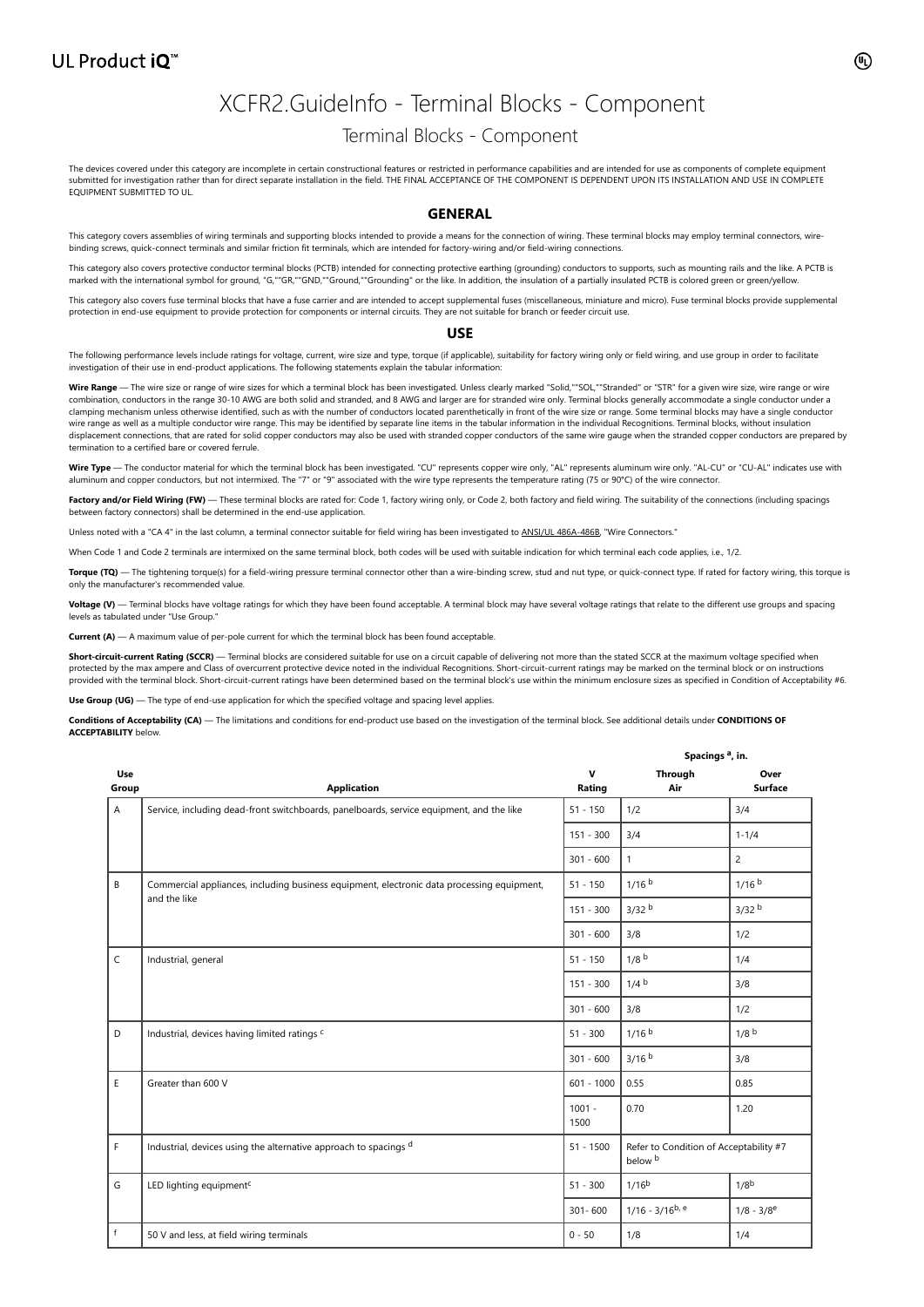# XCFR2.GuideInfo - Terminal Blocks - Component

## Terminal Blocks - Component

The devices covered under this category are incomplete in certain constructional features or restricted in performance capabilities and are intended for use as components of complete equipment submitted for investigation rather than for direct separate installation in the field. THE FINAL ACCEPTANCE OF THE COMPONENT IS DEPENDENT UPON ITS INSTALLATION AND USE IN COMPLETE EQUIPMENT SUBMITTED TO UL.

### GENERAL

This category covers assemblies of wiring terminals and supporting blocks intended to provide a means for the connection of wiring. These terminal blocks may employ terminal connectors, wire-binding screws, quick-connect terminals and similar friction fit terminals, which are intended for factory-wiring and/or field-wiring connections.

This category also covers protective conductor terminal blocks (PCTB) intended for connecting protective earthing (grounding) conductors to supports, such as mounting rails and the like. A PCTB is marked with the international symbol for ground, "G,""GR,""GND,""Ground,""Grounding" or the like. In addition, the insulation of a partially insulated PCTB is colored green or green/yellow.

This category also covers fuse terminal blocks that have a fuse carrier and are intended to accept supplemental fuses (miscellaneous, miniature and micro). Fuse terminal blocks provide supplemental protection in end-use equipment to provide protection for components or internal circuits. They are not suitable for branch or feeder circuit use.

### USE

The following performance levels include ratings for voltage, current, wire size and type, torque (if applicable), suitability for factory wiring only or field wiring, and use group in order to facilitate investigation of their use in end-product applications. The following statements explain the tabular information:

**Wire Range** — The wire size or range of wire sizes for which a terminal block has been investigated. Unless clearly marked "Solid,""SOL,""Stranded" or "STR" for a given wire size, wire range or wire combination, conductors in the range 30-10 AWG are both solid and stranded, and 8 AWG and larger are for stranded wire only. Terminal blocks generally accommodate a single conductor under a clamping mechanism unless otherwise identified, such as with the number of conductors located parenthetically in front of the wire size or range. Some terminal blocks may have a single conductor wire range as well as a multiple conductor wire range. This may be identified by separate line items in the tabular information in the individual Recognitions. Terminal blocks, without insulation displacement connections, that are rated for solid copper conductors may also be used with stranded copper conductors of the same wire gauge when the stranded copper conductors are prepared by termination to a certified bare or covered ferrule.

**Wire Type** — The conductor material for which the terminal block has been investigated. "CU" represents copper wire only, "AL" represents aluminum wire only. "AL-CU" or "CU-AL" indicates use with aluminum and copper conductors, but not intermixed. The "7" or "9" associated with the wire type represents the temperature rating (75 or 90°C) of the wire connector.

**Factory and/or Field Wiring (FW)** — These terminal blocks are rated for: Code 1, factory wiring only, or Code 2, both factory and field wiring. The suitability of the connections (including spacings between factory connectors) shall be determined in the end-use application.

Unless noted with a "CA 4" in the last column, a terminal connector suitable for field wiring has been investigated to ANSI/UL 486A-486B, "Wire Connectors."

When Code 1 and Code 2 terminals are intermixed on the same terminal block, both codes will be used with suitable indication for which terminal each code applies, i.e., 1/2.

**Torque (TQ)** — The tightening torque(s) for a field-wiring pressure terminal connector other than a wire-binding screw, stud and nut type, or quick-connect type. If rated for factory wiring, this torque is only the manufacturer's recommended value.

**Voltage (V)** — Terminal blocks have voltage ratings for which they have been found acceptable. A terminal block may have several voltage ratings that relate to the different use groups and spacing levels as tabulated under "Use Group."

**Current (A)** — A maximum value of per-pole current for which the terminal block has been found acceptable.

**Short-circuit-current Rating (SCCR)** — Terminal blocks are considered suitable for use on a circuit capable of delivering not more than the stated SCCR at the maximum voltage specified when protected by the max ampere and Class of overcurrent protective device noted in the individual Recognitions. Short-circuit-current ratings may be marked on the terminal block or on instructions provided with the terminal block. Short-circuit-current ratings have been determined based on the terminal block's use within the minimum enclosure sizes as specified in Condition of Acceptability #6.

**Use Group (UG)** — The type of end-use application for which the specified voltage and spacing level applies.

**Conditions of Acceptability (CA)** — The limitations and conditions for end-product use based on the investigation of the terminal block. See additional details under **CONDITIONS OF ACCEPTABILITY** below.

| Use Group | Application | V Rating | Spacings [a], in. Through Air | Over Surface |
|---|---|---|---|---|
| A | Service, including dead-front switchboards, panelboards, service equipment, and the like | 51 - 150 | 1/2 | 3/4 |
| | | 151 - 300 | 3/4 | 1-1/4 |
| | | 301 - 600 | 1 | 2 |
| B | Commercial appliances, including business equipment, electronic data processing equipment, and the like | 51 - 150 | 1/16 [b] | 1/16 [b] |
| | | 151 - 300 | 3/32 [b] | 3/32 [b] |
| | | 301 - 600 | 3/8 | 1/2 |
| C | Industrial, general | 51 - 150 | 1/8 [b] | 1/4 |
| | | 151 - 300 | 1/4 [b] | 3/8 |
| | | 301 - 600 | 3/8 | 1/2 |
| D | Industrial, devices having limited ratings [c] | 51 - 300 | 1/16 [b] | 1/8 [b] |
| | | 301 - 600 | 3/16 [b] | 3/8 |
| E | Greater than 600 V | 601 - 1000 | 0.55 | 0.85 |
| | | 1001 - 1500 | 0.70 | 1.20 |
| F | Industrial, devices using the alternative approach to spacings [d] | 51 - 1500 | Refer to Condition of Acceptability #7 below [b] | |
| G | LED lighting equipment[c] | 51 - 300 | 1/16[b] | 1/8[b] |
| | | 301- 600 | 1/16 - 3/16[b, e] | 1/8 - 3/8[e] |
| [f] | 50 V and less, at field wiring terminals | 0 - 50 | 1/8 | 1/4 |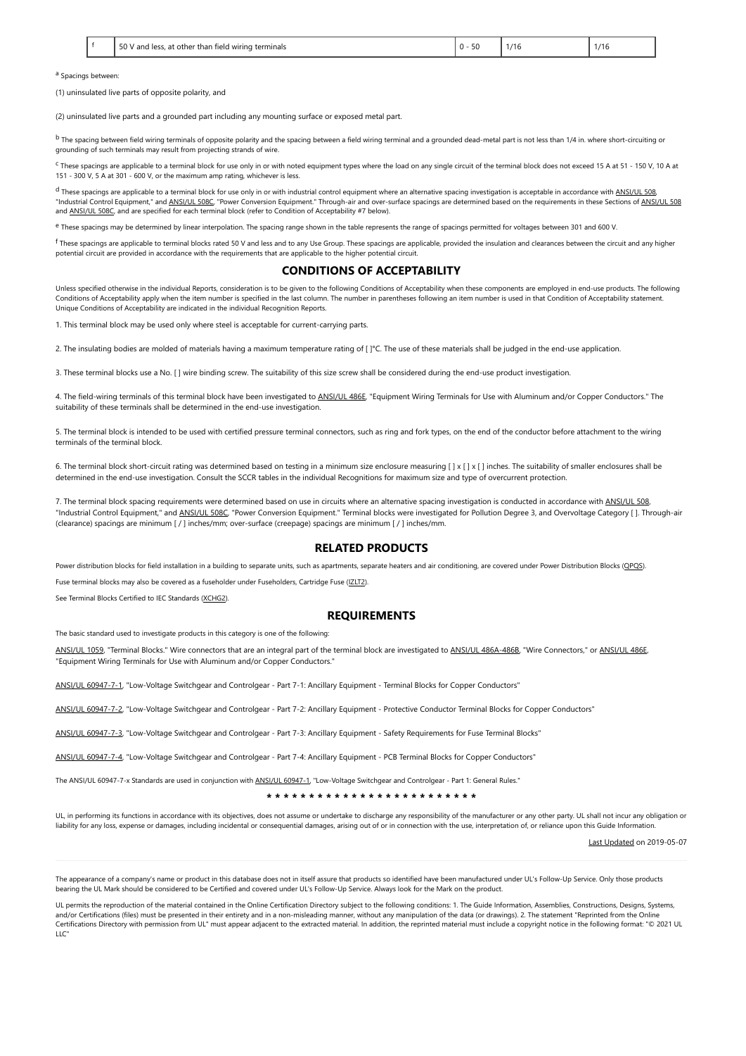| f | 50 V and less, at other than field wiring terminals | 0 - 50 | 1/16 | 1/16 |
|---|---|---|---|---|

[a] Spacings between:

(1) uninsulated live parts of opposite polarity, and

(2) uninsulated live parts and a grounded part including any mounting surface or exposed metal part.

[b] The spacing between field wiring terminals of opposite polarity and the spacing between a field wiring terminal and a grounded dead-metal part is not less than 1/4 in. where short-circuiting or grounding of such terminals may result from projecting strands of wire.

[c] These spacings are applicable to a terminal block for use only in or with noted equipment types where the load on any single circuit of the terminal block does not exceed 15 A at 51 - 150 V, 10 A at 151 - 300 V, 5 A at 301 - 600 V, or the maximum amp rating, whichever is less.

[d] These spacings are applicable to a terminal block for use only in or with industrial control equipment where an alternative spacing investigation is acceptable in accordance with ANSI/UL 508, "Industrial Control Equipment," and ANSI/UL 508C, "Power Conversion Equipment." Through-air and over-surface spacings are determined based on the requirements in these Sections of ANSI/UL 508 and ANSI/UL 508C, and are specified for each terminal block (refer to Condition of Acceptability #7 below).

[e] These spacings may be determined by linear interpolation. The spacing range shown in the table represents the range of spacings permitted for voltages between 301 and 600 V.

[f] These spacings are applicable to terminal blocks rated 50 V and less and to any Use Group. These spacings are applicable, provided the insulation and clearances between the circuit and any higher potential circuit are provided in accordance with the requirements that are applicable to the higher potential circuit.

## CONDITIONS OF ACCEPTABILITY

Unless specified otherwise in the individual Reports, consideration is to be given to the following Conditions of Acceptability when these components are employed in end-use products. The following Conditions of Acceptability apply when the item number is specified in the last column. The number in parentheses following an item number is used in that Condition of Acceptability statement. Unique Conditions of Acceptability are indicated in the individual Recognition Reports.

1. This terminal block may be used only where steel is acceptable for current-carrying parts.

2. The insulating bodies are molded of materials having a maximum temperature rating of [ ]°C. The use of these materials shall be judged in the end-use application.

3. These terminal blocks use a No. [ ] wire binding screw. The suitability of this size screw shall be considered during the end-use product investigation.

4. The field-wiring terminals of this terminal block have been investigated to ANSI/UL 486E, "Equipment Wiring Terminals for Use with Aluminum and/or Copper Conductors." The suitability of these terminals shall be determined in the end-use investigation.

5. The terminal block is intended to be used with certified pressure terminal connectors, such as ring and fork types, on the end of the conductor before attachment to the wiring terminals of the terminal block.

6. The terminal block short-circuit rating was determined based on testing in a minimum size enclosure measuring [ ] x [ ] x [ ] inches. The suitability of smaller enclosures shall be determined in the end-use investigation. Consult the SCCR tables in the individual Recognitions for maximum size and type of overcurrent protection.

7. The terminal block spacing requirements were determined based on use in circuits where an alternative spacing investigation is conducted in accordance with ANSI/UL 508, "Industrial Control Equipment," and ANSI/UL 508C, "Power Conversion Equipment." Terminal blocks were investigated for Pollution Degree 3, and Overvoltage Category [ ]. Through-air (clearance) spacings are minimum [ / ] inches/mm; over-surface (creepage) spacings are minimum [ / ] inches/mm.

## RELATED PRODUCTS

Power distribution blocks for field installation in a building to separate units, such as apartments, separate heaters and air conditioning, are covered under Power Distribution Blocks (QPQS).

Fuse terminal blocks may also be covered as a fuseholder under Fuseholders, Cartridge Fuse (IZLT2).

See Terminal Blocks Certified to IEC Standards (XCHG2).

## REQUIREMENTS

The basic standard used to investigate products in this category is one of the following:

ANSI/UL 1059, "Terminal Blocks." Wire connectors that are an integral part of the terminal block are investigated to ANSI/UL 486A-486B, "Wire Connectors," or ANSI/UL 486E, "Equipment Wiring Terminals for Use with Aluminum and/or Copper Conductors."

ANSI/UL 60947-7-1, "Low-Voltage Switchgear and Controlgear - Part 7-1: Ancillary Equipment - Terminal Blocks for Copper Conductors"

ANSI/UL 60947-7-2, "Low-Voltage Switchgear and Controlgear - Part 7-2: Ancillary Equipment - Protective Conductor Terminal Blocks for Copper Conductors"

ANSI/UL 60947-7-3, "Low-Voltage Switchgear and Controlgear - Part 7-3: Ancillary Equipment - Safety Requirements for Fuse Terminal Blocks"

ANSI/UL 60947-7-4, "Low-Voltage Switchgear and Controlgear - Part 7-4: Ancillary Equipment - PCB Terminal Blocks for Copper Conductors"

The ANSI/UL 60947-7-x Standards are used in conjunction with ANSI/UL 60947-1, "Low-Voltage Switchgear and Controlgear - Part 1: General Rules."

\* \* \* \* \* \* \* \* \* \* \* \* \* \* \* \* \* \* \* \* \* \* \* \* \*

UL, in performing its functions in accordance with its objectives, does not assume or undertake to discharge any responsibility of the manufacturer or any other party. UL shall not incur any obligation or liability for any loss, expense or damages, including incidental or consequential damages, arising out of or in connection with the use, interpretation of, or reliance upon this Guide Information.

Last Updated on 2019-05-07

The appearance of a company's name or product in this database does not in itself assure that products so identified have been manufactured under UL's Follow-Up Service. Only those products bearing the UL Mark should be considered to be Certified and covered under UL's Follow-Up Service. Always look for the Mark on the product.

UL permits the reproduction of the material contained in the Online Certification Directory subject to the following conditions: 1. The Guide Information, Assemblies, Constructions, Designs, Systems, and/or Certifications (files) must be presented in their entirety and in a non-misleading manner, without any manipulation of the data (or drawings). 2. The statement "Reprinted from the Online Certifications Directory with permission from UL" must appear adjacent to the extracted material. In addition, the reprinted material must include a copyright notice in the following format: "© 2021 UL LLC"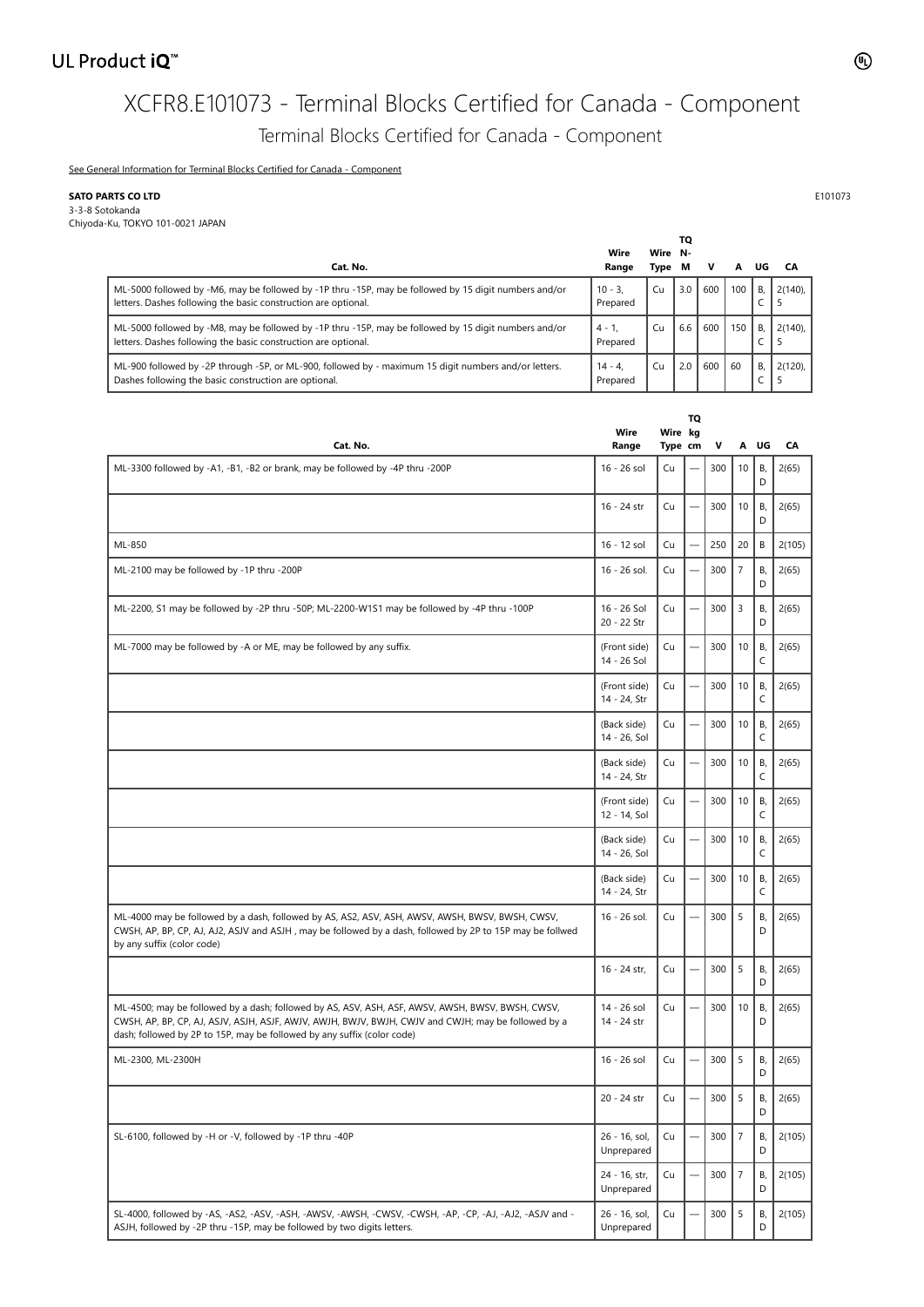# XCFR8.E101073 - Terminal Blocks Certified for Canada - Component

## Terminal Blocks Certified for Canada - Component

See General Information for Terminal Blocks Certified for Canada - Component

**SATO PARTS CO LTD**
3-3-8 Sotokanda
Chiyoda-Ku, TOKYO 101-0021 JAPAN

E101073

| Cat. No. | Wire Range | Wire Type | TQ N-M | V | A | UG | CA |
|---|---|---|---|---|---|---|---|
| ML-5000 followed by -M6, may be followed by -1P thru -15P, may be followed by 15 digit numbers and/or letters. Dashes following the basic construction are optional. | 10 - 3, Prepared | Cu | 3.0 | 600 | 100 | B, C | 2(140), 5 |
| ML-5000 followed by -M8, may be followed by -1P thru -15P, may be followed by 15 digit numbers and/or letters. Dashes following the basic construction are optional. | 4 - 1, Prepared | Cu | 6.6 | 600 | 150 | B, C | 2(140), 5 |
| ML-900 followed by -2P through -5P, or ML-900, followed by - maximum 15 digit numbers and/or letters. Dashes following the basic construction are optional. | 14 - 4, Prepared | Cu | 2.0 | 600 | 60 | B, C | 2(120), 5 |

| Cat. No. | Wire Range | Wire Type | TQ kg cm | V | A | UG | CA |
|---|---|---|---|---|---|---|---|
| ML-3300 followed by -A1, -B1, -B2 or brank, may be followed by -4P thru -200P | 16 - 26 sol | Cu | — | 300 | 10 | B, D | 2(65) |
| | 16 - 24 str | Cu | — | 300 | 10 | B, D | 2(65) |
| ML-850 | 16 - 12 sol | Cu | — | 250 | 20 | B | 2(105) |
| ML-2100 may be followed by -1P thru -200P | 16 - 26 sol. | Cu | — | 300 | 7 | B, D | 2(65) |
| ML-2200, S1 may be followed by -2P thru -50P; ML-2200-W1S1 may be followed by -4P thru -100P | 16 - 26 Sol 20 - 22 Str | Cu | — | 300 | 3 | B, D | 2(65) |
| ML-7000 may be followed by -A or ME, may be followed by any suffix. | (Front side) 14 - 26 Sol | Cu | — | 300 | 10 | B, C | 2(65) |
| | (Front side) 14 - 24, Str | Cu | — | 300 | 10 | B, C | 2(65) |
| | (Back side) 14 - 26, Sol | Cu | — | 300 | 10 | B, C | 2(65) |
| | (Back side) 14 - 24, Str | Cu | — | 300 | 10 | B, C | 2(65) |
| | (Front side) 12 - 14, Sol | Cu | — | 300 | 10 | B, C | 2(65) |
| | (Back side) 14 - 26, Sol | Cu | — | 300 | 10 | B, C | 2(65) |
| | (Back side) 14 - 24, Str | Cu | — | 300 | 10 | B, C | 2(65) |
| ML-4000 may be followed by a dash, followed by AS, AS2, ASV, ASH, AWSV, AWSH, BWSV, BWSH, CWSV, CWSH, AP, BP, CP, AJ, AJ2, ASJV and ASJH , may be followed by a dash, followed by 2P to 15P may be follwed by any suffix (color code) | 16 - 26 sol. | Cu | — | 300 | 5 | B, D | 2(65) |
| | 16 - 24 str, | Cu | — | 300 | 5 | B, D | 2(65) |
| ML-4500; may be followed by a dash; followed by AS, ASV, ASH, ASF, AWSV, AWSH, BWSV, BWSH, CWSV, CWSH, AP, BP, CP, AJ, ASJV, ASJH, ASJF, AWJV, AWJH, BWJV, BWJH, CWJV and CWJH; may be followed by a dash; followed by 2P to 15P, may be followed by any suffix (color code) | 14 - 26 sol 14 - 24 str | Cu | — | 300 | 10 | B, D | 2(65) |
| ML-2300, ML-2300H | 16 - 26 sol | Cu | — | 300 | 5 | B, D | 2(65) |
| | 20 - 24 str | Cu | — | 300 | 5 | B, D | 2(65) |
| SL-6100, followed by -H or -V, followed by -1P thru -40P | 26 - 16, sol, Unprepared | Cu | — | 300 | 7 | B, D | 2(105) |
| | 24 - 16, str, Unprepared | Cu | — | 300 | 7 | B, D | 2(105) |
| SL-4000, followed by -AS, -AS2, -ASV, -ASH, -AWSV, -AWSH, -CWSV, -CWSH, -AP, -CP, -AJ, -AJ2, -ASJV and -ASJH, followed by -2P thru -15P, may be followed by two digits letters. | 26 - 16, sol, Unprepared | Cu | — | 300 | 5 | B, D | 2(105) |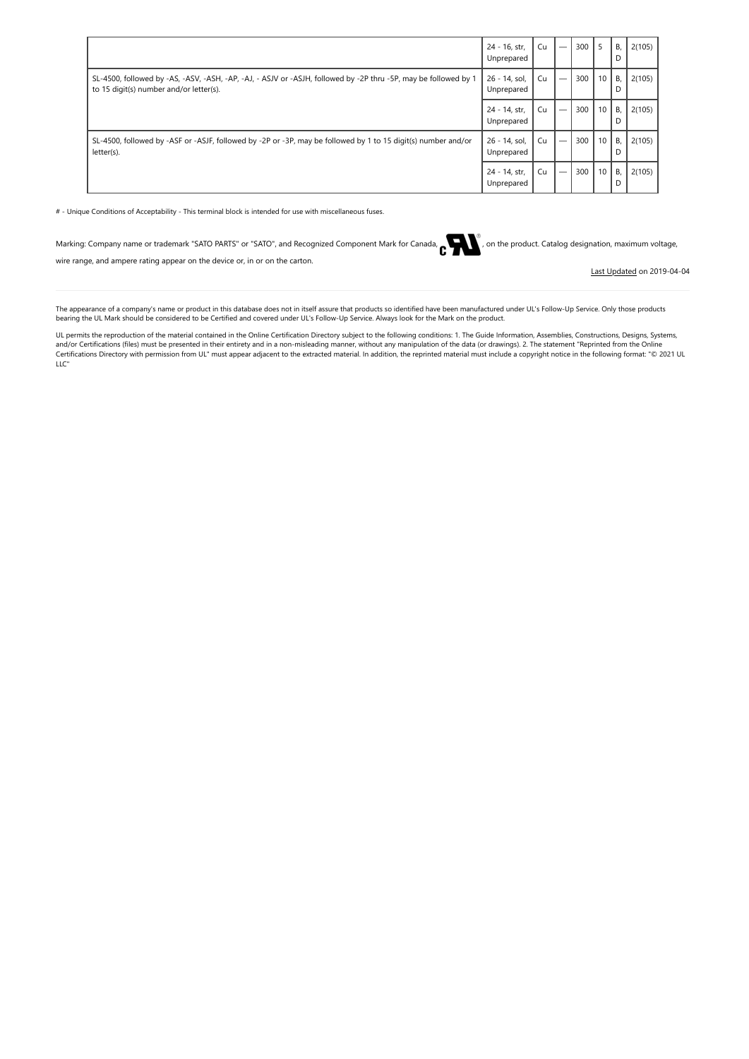| | | | | | | | |
|---|---|---|---|---|---|---|---|
| | 24 - 16, str, Unprepared | Cu | — | 300 | 5 | B, D | 2(105) |
| SL-4500, followed by -AS, -ASV, -ASH, -AP, -AJ, - ASJV or -ASJH, followed by -2P thru -5P, may be followed by 1 to 15 digit(s) number and/or letter(s). | 26 - 14, sol, Unprepared | Cu | — | 300 | 10 | B, D | 2(105) |
| | 24 - 14, str, Unprepared | Cu | — | 300 | 10 | B, D | 2(105) |
| SL-4500, followed by -ASF or -ASJF, followed by -2P or -3P, may be followed by 1 to 15 digit(s) number and/or letter(s). | 26 - 14, sol, Unprepared | Cu | — | 300 | 10 | B, D | 2(105) |
| | 24 - 14, str, Unprepared | Cu | — | 300 | 10 | B, D | 2(105) |

# - Unique Conditions of Acceptability - This terminal block is intended for use with miscellaneous fuses.

Marking: Company name or trademark "SATO PARTS" or "SATO", and Recognized Component Mark for Canada, , on the product. Catalog designation, maximum voltage, wire range, and ampere rating appear on the device or, in or on the carton.

Last Updated on 2019-04-04

The appearance of a company's name or product in this database does not in itself assure that products so identified have been manufactured under UL's Follow-Up Service. Only those products bearing the UL Mark should be considered to be Certified and covered under UL's Follow-Up Service. Always look for the Mark on the product.

UL permits the reproduction of the material contained in the Online Certification Directory subject to the following conditions: 1. The Guide Information, Assemblies, Constructions, Designs, Systems, and/or Certifications (files) must be presented in their entirety and in a non-misleading manner, without any manipulation of the data (or drawings). 2. The statement "Reprinted from the Online Certifications Directory with permission from UL" must appear adjacent to the extracted material. In addition, the reprinted material must include a copyright notice in the following format: "© 2021 UL LLC"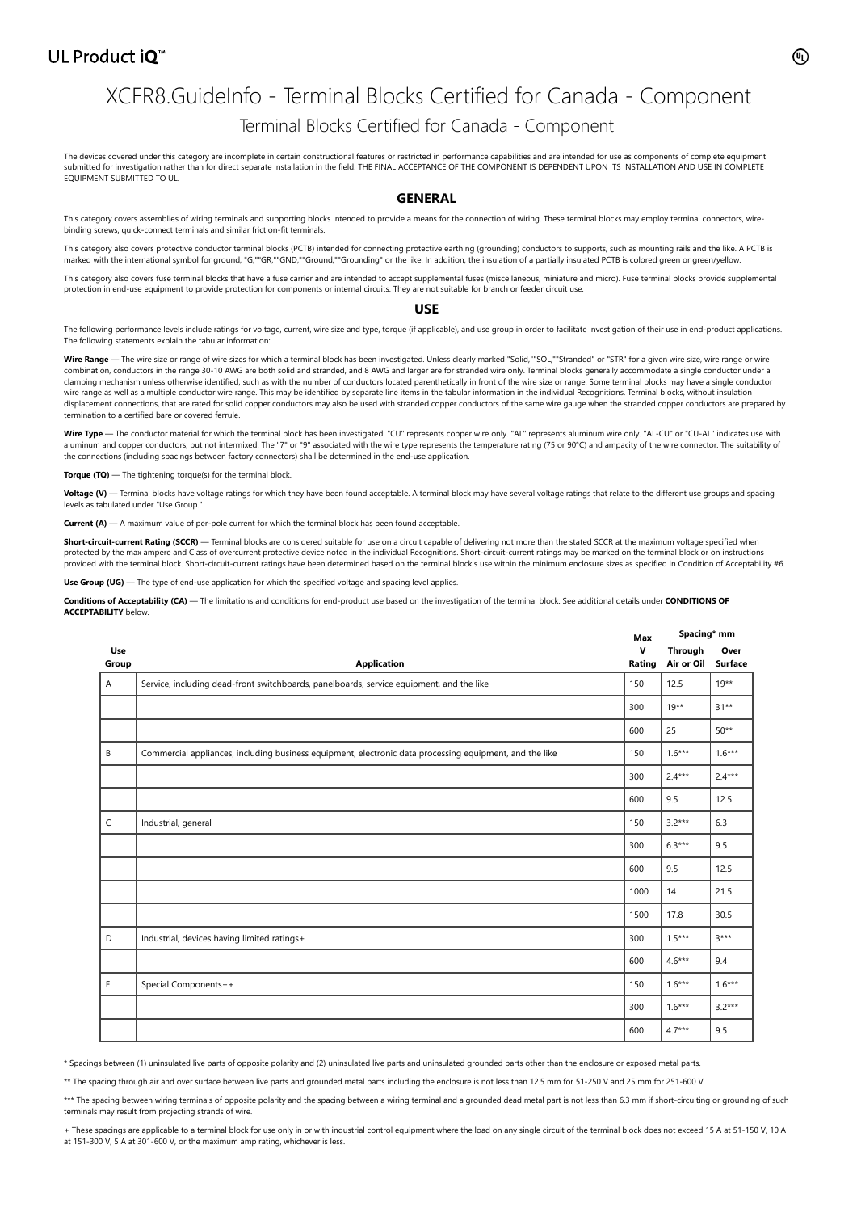# XCFR8.GuideInfo - Terminal Blocks Certified for Canada - Component

## Terminal Blocks Certified for Canada - Component

The devices covered under this category are incomplete in certain constructional features or restricted in performance capabilities and are intended for use as components of complete equipment submitted for investigation rather than for direct separate installation in the field. THE FINAL ACCEPTANCE OF THE COMPONENT IS DEPENDENT UPON ITS INSTALLATION AND USE IN COMPLETE EQUIPMENT SUBMITTED TO UL.

### GENERAL

This category covers assemblies of wiring terminals and supporting blocks intended to provide a means for the connection of wiring. These terminal blocks may employ terminal connectors, wire-binding screws, quick-connect terminals and similar friction-fit terminals.

This category also covers protective conductor terminal blocks (PCTB) intended for connecting protective earthing (grounding) conductors to supports, such as mounting rails and the like. A PCTB is marked with the international symbol for ground, "G,""GR,""GND,""Ground,""Grounding" or the like. In addition, the insulation of a partially insulated PCTB is colored green or green/yellow.

This category also covers fuse terminal blocks that have a fuse carrier and are intended to accept supplemental fuses (miscellaneous, miniature and micro). Fuse terminal blocks provide supplemental protection in end-use equipment to provide protection for components or internal circuits. They are not suitable for branch or feeder circuit use.

### USE

The following performance levels include ratings for voltage, current, wire size and type, torque (if applicable), and use group in order to facilitate investigation of their use in end-product applications. The following statements explain the tabular information:

**Wire Range** — The wire size or range of wire sizes for which a terminal block has been investigated. Unless clearly marked "Solid,""SOL,""Stranded" or "STR" for a given wire size, wire range or wire combination, conductors in the range 30-10 AWG are both solid and stranded, and 8 AWG and larger are for stranded wire only. Terminal blocks generally accommodate a single conductor under a clamping mechanism unless otherwise identified, such as with the number of conductors located parenthetically in front of the wire size or range. Some terminal blocks may have a single conductor wire range as well as a multiple conductor wire range. This may be identified by separate line items in the tabular information in the individual Recognitions. Terminal blocks, without insulation displacement connections, that are rated for solid copper conductors may also be used with stranded copper conductors of the same wire gauge when the stranded copper conductors are prepared by termination to a certified bare or covered ferrule.

**Wire Type** — The conductor material for which the terminal block has been investigated. "CU" represents copper wire only. "AL" represents aluminum wire only. "AL-CU" or "CU-AL" indicates use with aluminum and copper conductors, but not intermixed. The "7" or "9" associated with the wire type represents the temperature rating (75 or 90°C) and ampacity of the wire connector. The suitability of the connections (including spacings between factory connectors) shall be determined in the end-use application.

**Torque (TQ)** — The tightening torque(s) for the terminal block.

**Voltage (V)** — Terminal blocks have voltage ratings for which they have been found acceptable. A terminal block may have several voltage ratings that relate to the different use groups and spacing levels as tabulated under "Use Group."

**Current (A)** — A maximum value of per-pole current for which the terminal block has been found acceptable.

**Short-circuit-current Rating (SCCR)** — Terminal blocks are considered suitable for use on a circuit capable of delivering not more than the stated SCCR at the maximum voltage specified when protected by the max ampere and Class of overcurrent protective device noted in the individual Recognitions. Short-circuit-current ratings may be marked on the terminal block or on instructions provided with the terminal block. Short-circuit-current ratings have been determined based on the terminal block's use within the minimum enclosure sizes as specified in Condition of Acceptability #6.

**Use Group (UG)** — The type of end-use application for which the specified voltage and spacing level applies.

**Conditions of Acceptability (CA)** — The limitations and conditions for end-product use based on the investigation of the terminal block. See additional details under **CONDITIONS OF ACCEPTABILITY** below.

| Use Group | Application | Max V Rating | Spacing* mm Through Air or Oil | Over Surface |
|---|---|---|---|---|
| A | Service, including dead-front switchboards, panelboards, service equipment, and the like | 150 | 12.5 | 19** |
| | | 300 | 19** | 31** |
| | | 600 | 25 | 50** |
| B | Commercial appliances, including business equipment, electronic data processing equipment, and the like | 150 | 1.6*** | 1.6*** |
| | | 300 | 2.4*** | 2.4*** |
| | | 600 | 9.5 | 12.5 |
| C | Industrial, general | 150 | 3.2*** | 6.3 |
| | | 300 | 6.3*** | 9.5 |
| | | 600 | 9.5 | 12.5 |
| | | 1000 | 14 | 21.5 |
| | | 1500 | 17.8 | 30.5 |
| D | Industrial, devices having limited ratings+ | 300 | 1.5*** | 3*** |
| | | 600 | 4.6*** | 9.4 |
| E | Special Components++ | 150 | 1.6*** | 1.6*** |
| | | 300 | 1.6*** | 3.2*** |
| | | 600 | 4.7*** | 9.5 |

* Spacings between (1) uninsulated live parts of opposite polarity and (2) uninsulated live parts and uninsulated grounded parts other than the enclosure or exposed metal parts.

** The spacing through air and over surface between live parts and grounded metal parts including the enclosure is not less than 12.5 mm for 51-250 V and 25 mm for 251-600 V.

*** The spacing between wiring terminals of opposite polarity and the spacing between a wiring terminal and a grounded dead metal part is not less than 6.3 mm if short-circuiting or grounding of such terminals may result from projecting strands of wire.

+ These spacings are applicable to a terminal block for use only in or with industrial control equipment where the load on any single circuit of the terminal block does not exceed 15 A at 51-150 V, 10 A at 151-300 V, 5 A at 301-600 V, or the maximum amp rating, whichever is less.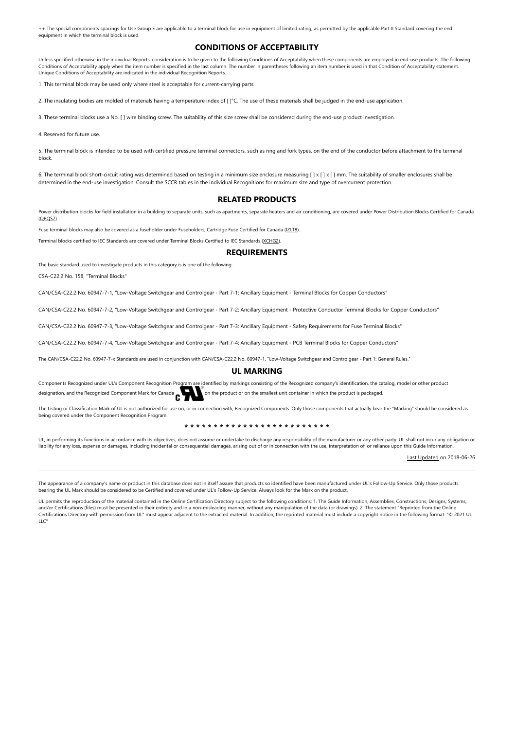++ The special components spacings for Use Group E are applicable to a terminal block for use in equipment of limited rating, as permitted by the applicable Part II Standard covering the end equipment in which the terminal block is used.

## CONDITIONS OF ACCEPTABILITY

Unless specified otherwise in the individual Reports, consideration is to be given to the following Conditions of Acceptability when these components are employed in end-use products. The following Conditions of Acceptability apply when the item number is specified in the last column. The number in parentheses following an item number is used in that Condition of Acceptability statement. Unique Conditions of Acceptability are indicated in the individual Recognition Reports.

1. This terminal block may be used only where steel is acceptable for current-carrying parts.

2. The insulating bodies are molded of materials having a temperature index of [ ]°C. The use of these materials shall be judged in the end-use application.

3. These terminal blocks use a No. [ ] wire binding screw. The suitability of this size screw shall be considered during the end-use product investigation.

4. Reserved for future use.

5. The terminal block is intended to be used with certified pressure terminal connectors, such as ring and fork types, on the end of the conductor before attachment to the terminal block.

6. The terminal block short-circuit rating was determined based on testing in a minimum size enclosure measuring [ ] x [ ] x [ ] mm. The suitability of smaller enclosures shall be determined in the end-use investigation. Consult the SCCR tables in the individual Recognitions for maximum size and type of overcurrent protection.

## RELATED PRODUCTS

Power distribution blocks for field installation in a building to separate units, such as apartments, separate heaters and air conditioning, are covered under Power Distribution Blocks Certified for Canada (QPQS7).

Fuse terminal blocks may also be covered as a fuseholder under Fuseholders, Cartridge Fuse Certified for Canada (IZLT8).

Terminal blocks certified to IEC Standards are covered under Terminal Blocks Certified to IEC Standards (XCHG2).

## REQUIREMENTS

The basic standard used to investigate products in this category is is one of the following:

CSA-C22.2 No. 158, "Terminal Blocks"

CAN/CSA-C22.2 No. 60947-7-1, "Low-Voltage Switchgear and Controlgear - Part 7-1: Ancillary Equipment - Terminal Blocks for Copper Conductors"

CAN/CSA-C22.2 No. 60947-7-2, "Low-Voltage Switchgear and Controlgear - Part 7-2: Ancillary Equipment - Protective Conductor Terminal Blocks for Copper Conductors"

CAN/CSA-C22.2 No. 60947-7-3, "Low-Voltage Switchgear and Controlgear - Part 7-3: Ancillary Equipment - Safety Requirements for Fuse Terminal Blocks"

CAN/CSA-C22.2 No. 60947-7-4, "Low-Voltage Switchgear and Controlgear - Part 7-4: Ancillary Equipment - PCB Terminal Blocks for Copper Conductors"

The CAN/CSA-C22.2 No. 60947-7-x Standards are used in conjunction with CAN/CSA-C22.2 No. 60947-1, "Low-Voltage Switchgear and Controlgear - Part 1: General Rules."

## UL MARKING

Components Recognized under UL's Component Recognition Program are identified by markings consisting of the Recognized company's identification, the catalog, model or other product designation, and the Recognized Component Mark for Canada on the product or on the smallest unit container in which the product is packaged.

The Listing or Classification Mark of UL is not authorized for use on, or in connection with, Recognized Components. Only those components that actually bear the "Marking" should be considered as being covered under the Component Recognition Program.

* * * * * * * * * * * * * * * * * * * * * * * * *

UL, in performing its functions in accordance with its objectives, does not assume or undertake to discharge any responsibility of the manufacturer or any other party. UL shall not incur any obligation or liability for any loss, expense or damages, including incidental or consequential damages, arising out of or in connection with the use, interpretation of, or reliance upon this Guide Information.

Last Updated on 2018-06-26

The appearance of a company's name or product in this database does not in itself assure that products so identified have been manufactured under UL's Follow-Up Service. Only those products bearing the UL Mark should be considered to be Certified and covered under UL's Follow-Up Service. Always look for the Mark on the product.

UL permits the reproduction of the material contained in the Online Certification Directory subject to the following conditions: 1. The Guide Information, Assemblies, Constructions, Designs, Systems, and/or Certifications (files) must be presented in their entirety and in a non-misleading manner, without any manipulation of the data (or drawings). 2. The statement "Reprinted from the Online Certifications Directory with permission from UL" must appear adjacent to the extracted material. In addition, the reprinted material must include a copyright notice in the following format: "© 2021 UL LLC"